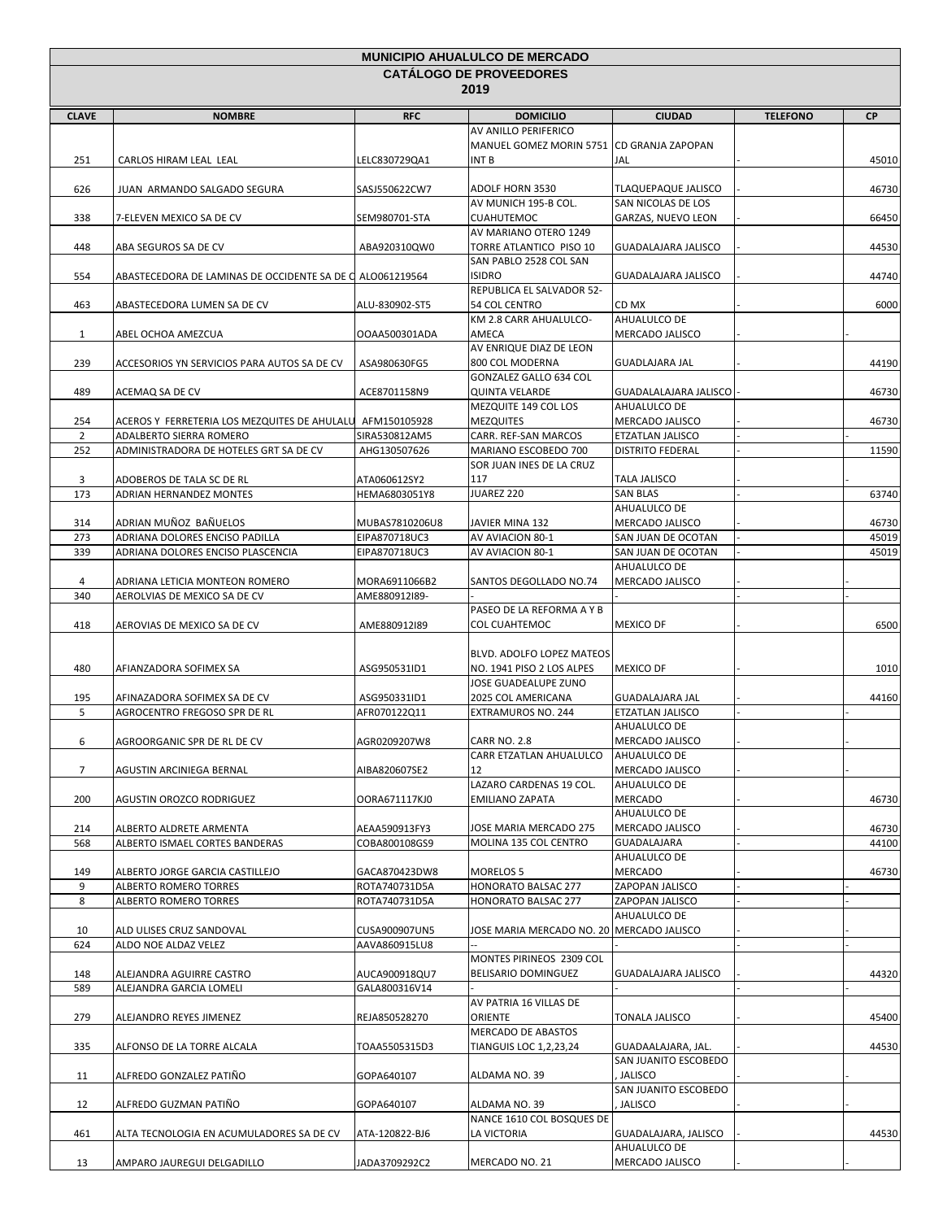# MUNICIPIO AHUALULCO DE MERCADO

## CATÁLOGO DE PROVEEDORES

## 2019

| CLAVE | NOMBRE | RFC | DOMICILIO | CIUDAD | TELEFONO | CP |
|---|---|---|---|---|---|---|
| 251 | CARLOS HIRAM LEAL LEAL | LELC830729QA1 | AV ANILLO PERIFERICO MANUEL GOMEZ MORIN 5751 INT B | CD GRANJA ZAPOPAN JAL | - | 45010 |
| 626 | JUAN ARMANDO SALGADO SEGURA | SASJ550622CW7 | ADOLF HORN 3530 | TLAQUEPAQUE JALISCO | - | 46730 |
| 338 | 7-ELEVEN MEXICO SA DE CV | SEM980701-STA | AV MUNICH 195-B COL. CUAHUTEMOC | SAN NICOLAS DE LOS GARZAS, NUEVO LEON | - | 66450 |
| 448 | ABA SEGUROS SA DE CV | ABA920310QW0 | AV MARIANO OTERO 1249 TORRE ATLANTICO PISO 10 | GUADALAJARA JALISCO | - | 44530 |
| 554 | ABASTECEDORA DE LAMINAS DE OCCIDENTE SA DE C | ALO061219564 | SAN PABLO 2528 COL SAN ISIDRO | GUADALAJARA JALISCO | - | 44740 |
| 463 | ABASTECEDORA LUMEN SA DE CV | ALU-830902-ST5 | REPUBLICA EL SALVADOR 52-54 COL CENTRO | CD MX | - | 6000 |
| 1 | ABEL OCHOA AMEZCUA | OOAA500301ADA | KM 2.8 CARR AHUALULCO-AMECA | AHUALULCO DE MERCADO JALISCO | - | - |
| 239 | ACCESORIOS YN SERVICIOS PARA AUTOS SA DE CV | ASA980630FG5 | AV ENRIQUE DIAZ DE LEON 800 COL MODERNA | GUADLAJARA JAL | - | 44190 |
| 489 | ACEMAQ SA DE CV | ACE8701158N9 | GONZALEZ GALLO 634 COL QUINTA VELARDE | GUADALALAJARA JALISCO | - | 46730 |
| 254 | ACEROS Y FERRETERIA LOS MEZQUITES DE AHULALU | AFM150105928 | MEZQUITE 149 COL LOS MEZQUITES | AHUALULCO DE MERCADO JALISCO | - | 46730 |
| 2 | ADALBERTO SIERRA ROMERO | SIRA530812AM5 | CARR. REF-SAN MARCOS | ETZATLAN JALISCO | - | - |
| 252 | ADMINISTRADORA DE HOTELES GRT SA DE CV | AHG130507626 | MARIANO ESCOBEDO 700 | DISTRITO FEDERAL | - | 11590 |
| 3 | ADOBEROS DE TALA SC DE RL | ATA060612SY2 | SOR JUAN INES DE LA CRUZ 117 | TALA JALISCO | - | - |
| 173 | ADRIAN HERNANDEZ MONTES | HEMA6803051Y8 | JUAREZ 220 | SAN BLAS | - | 63740 |
| 314 | ADRIAN MUÑOZ BAÑUELOS | MUBAS7810206U8 | JAVIER MINA 132 | AHUALULCO DE MERCADO JALISCO | - | 46730 |
| 273 | ADRIANA DOLORES ENCISO PADILLA | EIPA870718UC3 | AV AVIACION 80-1 | SAN JUAN DE OCOTAN | - | 45019 |
| 339 | ADRIANA DOLORES ENCISO PLASCENCIA | EIPA870718UC3 | AV AVIACION 80-1 | SAN JUAN DE OCOTAN | - | 45019 |
| 4 | ADRIANA LETICIA MONTEON ROMERO | MORA6911066B2 | SANTOS DEGOLLADO NO.74 | AHUALULCO DE MERCADO JALISCO | - | - |
| 340 | AEROLVIAS DE MEXICO SA DE CV | AME880912I89- | - | - | - | - |
| 418 | AEROVIAS DE MEXICO SA DE CV | AME880912I89 | PASEO DE LA REFORMA A Y B COL CUAHTEMOC | MEXICO DF | - | 6500 |
| 480 | AFIANZADORA SOFIMEX SA | ASG950531ID1 | BLVD. ADOLFO LOPEZ MATEOS NO. 1941 PISO 2 LOS ALPES | MEXICO DF | - | 1010 |
| 195 | AFINAZADORA SOFIMEX SA DE CV | ASG950331ID1 | JOSE GUADEALUPE ZUNO 2025 COL AMERICANA | GUADALAJARA JAL | - | 44160 |
| 5 | AGROCENTRO FREGOSO SPR DE RL | AFR070122Q11 | EXTRAMUROS NO. 244 | ETZATLAN JALISCO | - | - |
| 6 | AGROORGANIC SPR DE RL DE CV | AGR0209207W8 | CARR NO. 2.8 | AHUALULCO DE MERCADO JALISCO | - | - |
| 7 | AGUSTIN ARCINIEGA BERNAL | AIBA820607SE2 | CARR ETZATLAN AHUALULCO 12 | AHUALULCO DE MERCADO JALISCO | - | - |
| 200 | AGUSTIN OROZCO RODRIGUEZ | OORA671117KJ0 | LAZARO CARDENAS 19 COL. EMILIANO ZAPATA | AHUALULCO DE MERCADO | - | 46730 |
| 214 | ALBERTO ALDRETE ARMENTA | AEAA590913FY3 | JOSE MARIA MERCADO 275 | AHUALULCO DE MERCADO JALISCO | - | 46730 |
| 568 | ALBERTO ISMAEL CORTES BANDERAS | COBA800108GS9 | MOLINA 135 COL CENTRO | GUADALAJARA | - | 44100 |
| 149 | ALBERTO JORGE GARCIA CASTILLEJO | GACA870423DW8 | MORELOS 5 | AHUALULCO DE MERCADO | - | 46730 |
| 9 | ALBERTO ROMERO TORRES | ROTA740731D5A | HONORATO BALSAC 277 | ZAPOPAN JALISCO | - | - |
| 8 | ALBERTO ROMERO TORRES | ROTA740731D5A | HONORATO BALSAC 277 | ZAPOPAN JALISCO | - | - |
| 10 | ALD ULISES CRUZ SANDOVAL | CUSA900907UN5 | JOSE MARIA MERCADO NO. 20 | AHUALULCO DE MERCADO JALISCO | - | - |
| 624 | ALDO NOE ALDAZ VELEZ | AAVA860915LU8 | -- | - | - | - |
| 148 | ALEJANDRA AGUIRRE CASTRO | AUCA900918QU7 | MONTES PIRINEOS 2309 COL BELISARIO DOMINGUEZ | GUADALAJARA JALISCO | - | 44320 |
| 589 | ALEJANDRA GARCIA LOMELI | GALA800316V14 | - | - | - | - |
| 279 | ALEJANDRO REYES JIMENEZ | REJA850528270 | AV PATRIA 16 VILLAS DE ORIENTE | TONALA JALISCO | - | 45400 |
| 335 | ALFONSO DE LA TORRE ALCALA | TOAA5505315D3 | MERCADO DE ABASTOS TIANGUIS LOC 1,2,23,24 | GUADAALAJARA, JAL. | - | 44530 |
| 11 | ALFREDO GONZALEZ PATIÑO | GOPA640107 | ALDAMA NO. 39 | SAN JUANITO ESCOBEDO , JALISCO | - | - |
| 12 | ALFREDO GUZMAN PATIÑO | GOPA640107 | ALDAMA NO. 39 | SAN JUANITO ESCOBEDO , JALISCO | - | - |
| 461 | ALTA TECNOLOGIA EN ACUMULADORES SA DE CV | ATA-120822-BJ6 | NANCE 1610 COL BOSQUES DE LA VICTORIA | GUADALAJARA, JALISCO | - | 44530 |
| 13 | AMPARO JAUREGUI DELGADILLO | JADA3709292C2 | MERCADO NO. 21 | AHUALULCO DE MERCADO JALISCO | - | - |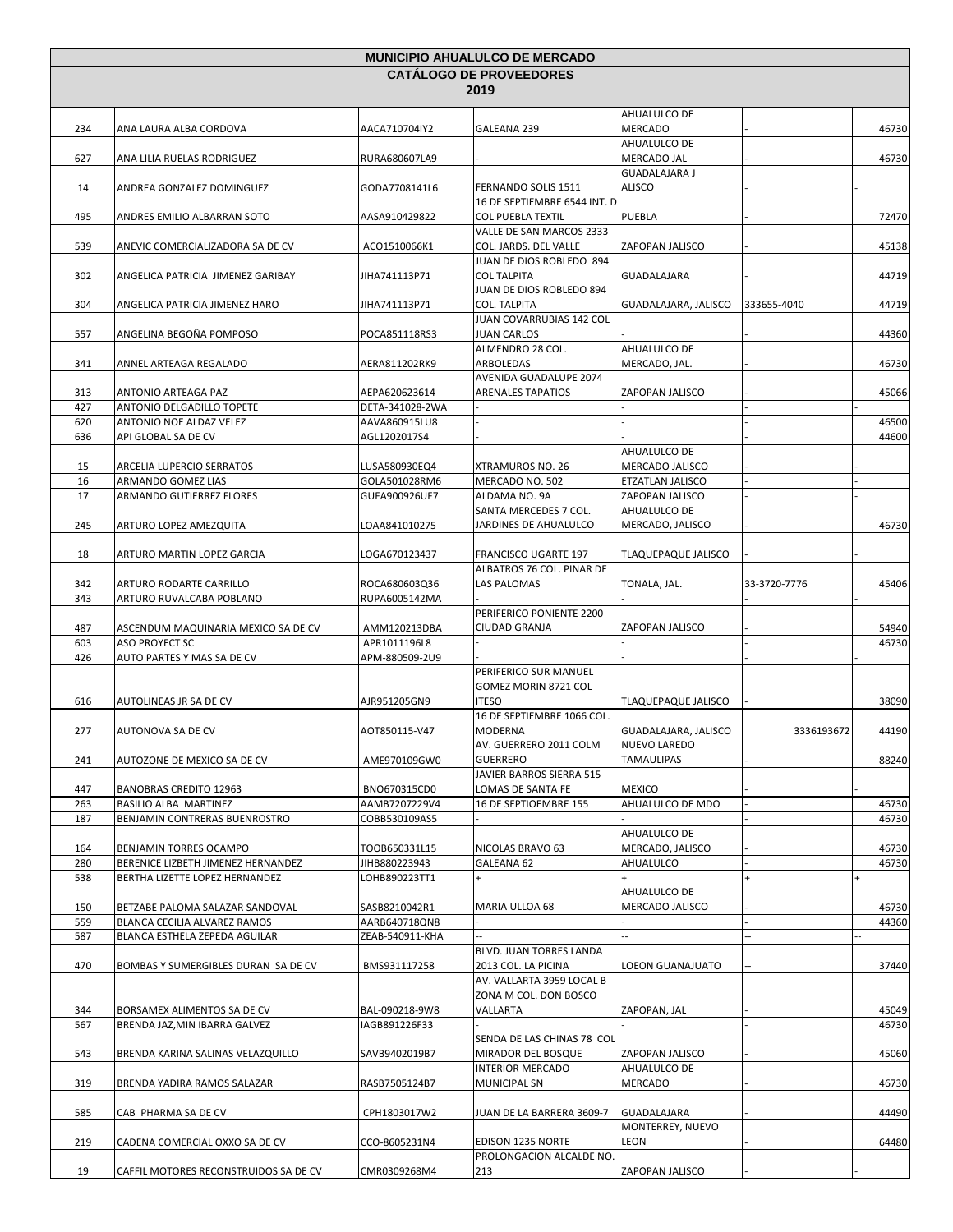## MUNICIPIO AHUALULCO DE MERCADO
## CATÁLOGO DE PROVEEDORES
## 2019

| | | | | | | |
|---|---|---|---|---|---|---|
| 234 | ANA LAURA ALBA CORDOVA | AACA710704IY2 | GALEANA 239 | AHUALULCO DE MERCADO | - | 46730 |
| 627 | ANA LILIA RUELAS RODRIGUEZ | RURA680607LA9 | - | AHUALULCO DE MERCADO JAL | - | 46730 |
| 14 | ANDREA GONZALEZ DOMINGUEZ | GODA7708141L6 | FERNANDO SOLIS 1511 | GUADALAJARA J ALISCO | - | - |
| 495 | ANDRES EMILIO ALBARRAN SOTO | AASA910429822 | 16 DE SEPTIEMBRE 6544 INT. D COL PUEBLA TEXTIL | PUEBLA | - | 72470 |
| 539 | ANEVIC COMERCIALIZADORA SA DE CV | ACO1510066K1 | VALLE DE SAN MARCOS 2333 COL. JARDS. DEL VALLE | ZAPOPAN JALISCO | - | 45138 |
| 302 | ANGELICA PATRICIA JIMENEZ GARIBAY | JIHA741113P71 | JUAN DE DIOS ROBLEDO 894 COL TALPITA | GUADALAJARA | - | 44719 |
| 304 | ANGELICA PATRICIA JIMENEZ HARO | JIHA741113P71 | JUAN DE DIOS ROBLEDO 894 COL. TALPITA | GUADALAJARA, JALISCO | 333655-4040 | 44719 |
| 557 | ANGELINA BEGOÑA POMPOSO | POCA851118RS3 | JUAN COVARRUBIAS 142 COL JUAN CARLOS | - | - | 44360 |
| 341 | ANNEL ARTEAGA REGALADO | AERA811202RK9 | ALMENDRO 28 COL. ARBOLEDAS | AHUALULCO DE MERCADO, JAL. | - | 46730 |
| 313 | ANTONIO ARTEAGA PAZ | AEPA620623614 | AVENIDA GUADALUPE 2074 ARENALES TAPATIOS | ZAPOPAN JALISCO | - | 45066 |
| 427 | ANTONIO DELGADILLO TOPETE | DETA-341028-2WA | - | - | - | - |
| 620 | ANTONIO NOE ALDAZ VELEZ | AAVA860915LU8 | - | - | - | 46500 |
| 636 | API GLOBAL SA DE CV | AGL1202017S4 | - | - | - | 44600 |
| 15 | ARCELIA LUPERCIO SERRATOS | LUSA580930EQ4 | XTRAMUROS NO. 26 | AHUALULCO DE MERCADO JALISCO | - | - |
| 16 | ARMANDO GOMEZ LIAS | GOLA501028RM6 | MERCADO NO. 502 | ETZATLAN JALISCO | - | - |
| 17 | ARMANDO GUTIERREZ FLORES | GUFA900926UF7 | ALDAMA NO. 9A | ZAPOPAN JALISCO | - | - |
| 245 | ARTURO LOPEZ AMEZQUITA | LOAA841010275 | SANTA MERCEDES 7 COL. JARDINES DE AHUALULCO | AHUALULCO DE MERCADO, JALISCO | - | 46730 |
| 18 | ARTURO MARTIN LOPEZ GARCIA | LOGA670123437 | FRANCISCO UGARTE 197 | TLAQUEPAQUE JALISCO | - | - |
| 342 | ARTURO RODARTE CARRILLO | ROCA680603Q36 | ALBATROS 76 COL. PINAR DE LAS PALOMAS | TONALA, JAL. | 33-3720-7776 | 45406 |
| 343 | ARTURO RUVALCABA POBLANO | RUPA6005142MA | - | - | - | - |
| 487 | ASCENDUM MAQUINARIA MEXICO SA DE CV | AMM120213DBA | PERIFERICO PONIENTE 2200 CIUDAD GRANJA | ZAPOPAN JALISCO | - | 54940 |
| 603 | ASO PROYECT SC | APR1011196L8 | - | - | - | 46730 |
| 426 | AUTO PARTES Y MAS SA DE CV | APM-880509-2U9 | - | - | - | - |
| 616 | AUTOLINEAS JR SA DE CV | AJR951205GN9 | PERIFERICO SUR MANUEL GOMEZ MORIN 8721 COL ITESO | TLAQUEPAQUE JALISCO | - | 38090 |
| 277 | AUTONOVA SA DE CV | AOT850115-V47 | 16 DE SEPTIEMBRE 1066 COL. MODERNA | GUADALAJARA, JALISCO | 3336193672 | 44190 |
| 241 | AUTOZONE DE MEXICO SA DE CV | AME970109GW0 | AV. GUERRERO 2011 COLM GUERRERO | NUEVO LAREDO TAMAULIPAS | - | 88240 |
| 447 | BANOBRAS CREDITO 12963 | BNO670315CD0 | JAVIER BARROS SIERRA 515 LOMAS DE SANTA FE | MEXICO | - | - |
| 263 | BASILIO ALBA MARTINEZ | AAMB7207229V4 | 16 DE SEPTIOEMBRE 155 | AHUALULCO DE MDO | - | 46730 |
| 187 | BENJAMIN CONTRERAS BUENROSTRO | COBB530109AS5 | - | - | - | 46730 |
| 164 | BENJAMIN TORRES OCAMPO | TOOB650331L15 | NICOLAS BRAVO 63 | AHUALULCO DE MERCADO, JALISCO | - | 46730 |
| 280 | BERENICE LIZBETH JIMENEZ HERNANDEZ | JIHB880223943 | GALEANA 62 | AHUALULCO | - | 46730 |
| 538 | BERTHA LIZETTE LOPEZ HERNANDEZ | LOHB890223TT1 | + | + | + | + |
| 150 | BETZABE PALOMA SALAZAR SANDOVAL | SASB8210042R1 | MARIA ULLOA 68 | AHUALULCO DE MERCADO JALISCO | - | 46730 |
| 559 | BLANCA CECILIA ALVAREZ RAMOS | AARB640718QN8 | - | - | - | 44360 |
| 587 | BLANCA ESTHELA ZEPEDA AGUILAR | ZEAB-540911-KHA | -- | -- | -- | -- |
| 470 | BOMBAS Y SUMERGIBLES DURAN SA DE CV | BMS931117258 | BLVD. JUAN TORRES LANDA 2013 COL. LA PICINA | LOEON GUANAJUATO | -- | 37440 |
| 344 | BORSAMEX ALIMENTOS SA DE CV | BAL-090218-9W8 | AV. VALLARTA 3959 LOCAL B ZONA M COL. DON BOSCO VALLARTA | ZAPOPAN, JAL | - | 45049 |
| 567 | BRENDA JAZ,MIN IBARRA GALVEZ | IAGB891226F33 | - | - | - | 46730 |
| 543 | BRENDA KARINA SALINAS VELAZQUILLO | SAVB9402019B7 | SENDA DE LAS CHINAS 78 COL MIRADOR DEL BOSQUE | ZAPOPAN JALISCO | - | 45060 |
| 319 | BRENDA YADIRA RAMOS SALAZAR | RASB7505124B7 | INTERIOR MERCADO MUNICIPAL SN | AHUALULCO DE MERCADO | - | 46730 |
| 585 | CAB PHARMA SA DE CV | CPH1803017W2 | JUAN DE LA BARRERA 3609-7 | GUADALAJARA | - | 44490 |
| 219 | CADENA COMERCIAL OXXO SA DE CV | CCO-8605231N4 | EDISON 1235 NORTE | MONTERREY, NUEVO LEON | - | 64480 |
| 19 | CAFFIL MOTORES RECONSTRUIDOS SA DE CV | CMR0309268M4 | PROLONGACION ALCALDE NO. 213 | ZAPOPAN JALISCO | - | - |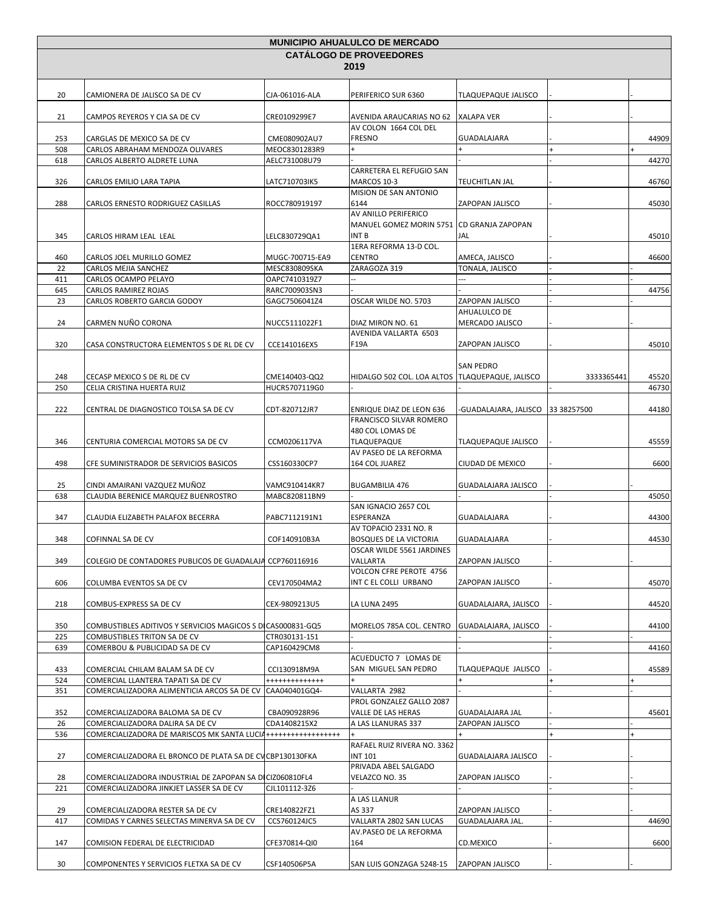# MUNICIPIO AHUALULCO DE MERCADO

## CATÁLOGO DE PROVEEDORES

## 2019

| | | | | | | |
|---|---|---|---|---|---|---|
| 20 | CAMIONERA DE JALISCO SA DE CV | CJA-061016-ALA | PERIFERICO SUR 6360 | TLAQUEPAQUE JALISCO | - | - |
| 21 | CAMPOS REYEROS Y CIA SA DE CV | CRE0109299E7 | AVENIDA ARAUCARIAS NO 62 | XALAPA VER | - | - |
| 253 | CARGLAS DE MEXICO SA DE CV | CME080902AU7 | AV COLON 1664 COL DEL FRESNO | GUADALAJARA | - | 44909 |
| 508 | CARLOS ABRAHAM MENDOZA OLIVARES | MEOC8301283R9 | + | + | + | + |
| 618 | CARLOS ALBERTO ALDRETE LUNA | AELC731008U79 | - | - | - | 44270 |
| 326 | CARLOS EMILIO LARA TAPIA | LATC710703IK5 | CARRETERA EL REFUGIO SAN MARCOS 10-3 | TEUCHITLAN JAL | - | 46760 |
| 288 | CARLOS ERNESTO RODRIGUEZ CASILLAS | ROCC780919197 | MISION DE SAN ANTONIO 6144 | ZAPOPAN JALISCO | - | 45030 |
| 345 | CARLOS HIRAM LEAL LEAL | LELC830729QA1 | AV ANILLO PERIFERICO MANUEL GOMEZ MORIN 5751 INT B | CD GRANJA ZAPOPAN JAL | - | 45010 |
| 460 | CARLOS JOEL MURILLO GOMEZ | MUGC-700715-EA9 | 1ERA REFORMA 13-D COL. CENTRO | AMECA, JALISCO | - | 46600 |
| 22 | CARLOS MEJIA SANCHEZ | MESC830809SKA | ZARAGOZA 319 | TONALA, JALISCO | - | - |
| 411 | CARLOS OCAMPO PELAYO | OAPC7410319Z7 | -- | --- | - | - |
| 645 | CARLOS RAMIREZ ROJAS | RARC700903SN3 | - | - | - | 44756 |
| 23 | CARLOS ROBERTO GARCIA GODOY | GAGC7506041Z4 | OSCAR WILDE NO. 5703 | ZAPOPAN JALISCO | - | - |
| 24 | CARMEN NUÑO CORONA | NUCC5111022F1 | DIAZ MIRON NO. 61 | AHUALULCO DE MERCADO JALISCO | - | - |
| 320 | CASA CONSTRUCTORA ELEMENTOS S DE RL DE CV | CCE141016EX5 | AVENIDA VALLARTA 6503 F19A | ZAPOPAN JALISCO | - | 45010 |
| 248 | CECASP MEXICO S DE RL DE CV | CME140403-QQ2 | HIDALGO 502 COL. LOA ALTOS | SAN PEDRO TLAQUEPAQUE, JALISCO | 3333365441 | 45520 |
| 250 | CELIA CRISTINA HUERTA RUIZ | HUCR5707119G0 | - | - | - | 46730 |
| 222 | CENTRAL DE DIAGNOSTICO TOLSA SA DE CV | CDT-820712JR7 | ENRIQUE DIAZ DE LEON 636 | -GUADALAJARA, JALISCO | 33 38257500 | 44180 |
| 346 | CENTURIA COMERCIAL MOTORS SA DE CV | CCM0206117VA | FRANCISCO SILVAR ROMERO 480 COL LOMAS DE TLAQUEPAQUE | TLAQUEPAQUE JALISCO | - | 45559 |
| 498 | CFE SUMINISTRADOR DE SERVICIOS BASICOS | CSS160330CP7 | AV PASEO DE LA REFORMA 164 COL JUAREZ | CIUDAD DE MEXICO | - | 6600 |
| 25 | CINDI AMAIRANI VAZQUEZ MUÑOZ | VAMC910414KR7 | BUGAMBILIA 476 | GUADALAJARA JALISCO | - | - |
| 638 | CLAUDIA BERENICE MARQUEZ BUENROSTRO | MABC820811BN9 | - | - | - | 45050 |
| 347 | CLAUDIA ELIZABETH PALAFOX BECERRA | PABC7112191N1 | SAN IGNACIO 2657 COL ESPERANZA | GUADALAJARA | - | 44300 |
| 348 | COFINNAL SA DE CV | COF140910B3A | AV TOPACIO 2331 NO. R BOSQUES DE LA VICTORIA | GUADALAJARA | - | 44530 |
| 349 | COLEGIO DE CONTADORES PUBLICOS DE GUADALAJA | CCP760116916 | OSCAR WILDE 5561 JARDINES VALLARTA | ZAPOPAN JALISCO | - | - |
| 606 | COLUMBA EVENTOS SA DE CV | CEV170504MA2 | VOLCON CFRE PEROTE 4756 INT C EL COLLI URBANO | ZAPOPAN JALISCO | - | 45070 |
| 218 | COMBUS-EXPRESS SA DE CV | CEX-9809213U5 | LA LUNA 2495 | GUADALAJARA, JALISCO | - | 44520 |
| 350 | COMBUSTIBLES ADITIVOS Y SERVICIOS MAGICOS S D | CAS000831-GQ5 | MORELOS 785A COL. CENTRO | GUADALAJARA, JALISCO | - | 44100 |
| 225 | COMBUSTIBLES TRITON SA DE CV | CTR030131-151 | - | - | - | - |
| 639 | COMERBOU & PUBLICIDAD SA DE CV | CAP160429CM8 | - | - | - | 44160 |
| 433 | COMERCIAL CHILAM BALAM SA DE CV | CCI130918M9A | ACUEDUCTO 7 LOMAS DE SAN MIGUEL SAN PEDRO | TLAQUEPAQUE JALISCO | - | 45589 |
| 524 | COMERCIAL LLANTERA TAPATI SA DE CV | +++++++++++++ | + | + | + | + |
| 351 | COMERCIALIZADORA ALIMENTICIA ARCOS SA DE CV | CAA040401GQ4- | VALLARTA 2982 | - | - | - |
| 352 | COMERCIALIZADORA BALOMA SA DE CV | CBA090928R96 | PROL GONZALEZ GALLO 2087 VALLE DE LAS HERAS | GUADALAJARA JAL | - | 45601 |
| 26 | COMERCIALIZADORA DALIRA SA DE CV | CDA1408215X2 | A LAS LLANURAS 337 | ZAPOPAN JALISCO | - | - |
| 536 | COMERCIALIZADORA DE MARISCOS MK SANTA LUCIA | +++++++++++++++++ | + | + | + | + |
| 27 | COMERCIALIZADORA EL BRONCO DE PLATA SA DE CV | CBP130130FKA | RAFAEL RUIZ RIVERA NO. 3362 INT 101 | GUADALAJARA JALISCO | - | - |
| 28 | COMERCIALIZADORA INDUSTRIAL DE ZAPOPAN SA DE | CIZ060810FL4 | PRIVADA ABEL SALGADO VELAZCO NO. 35 | ZAPOPAN JALISCO | - | - |
| 221 | COMERCIALIZADORA JINKJET LASSER SA DE CV | CJL101112-3Z6 | - | - | - | - |
| 29 | COMERCIALIZADORA RESTER SA DE CV | CRE140822FZ1 | A LAS LLANUR AS 337 | ZAPOPAN JALISCO | - | - |
| 417 | COMIDAS Y CARNES SELECTAS MINERVA SA DE CV | CCS760124JC5 | VALLARTA 2802 SAN LUCAS | GUADALAJARA JAL. | - | 44690 |
| 147 | COMISION FEDERAL DE ELECTRICIDAD | CFE370814-QI0 | AV.PASEO DE LA REFORMA 164 | CD.MEXICO | - | 6600 |
| 30 | COMPONENTES Y SERVICIOS FLETXA SA DE CV | CSF140506P5A | SAN LUIS GONZAGA 5248-15 | ZAPOPAN JALISCO | - | - |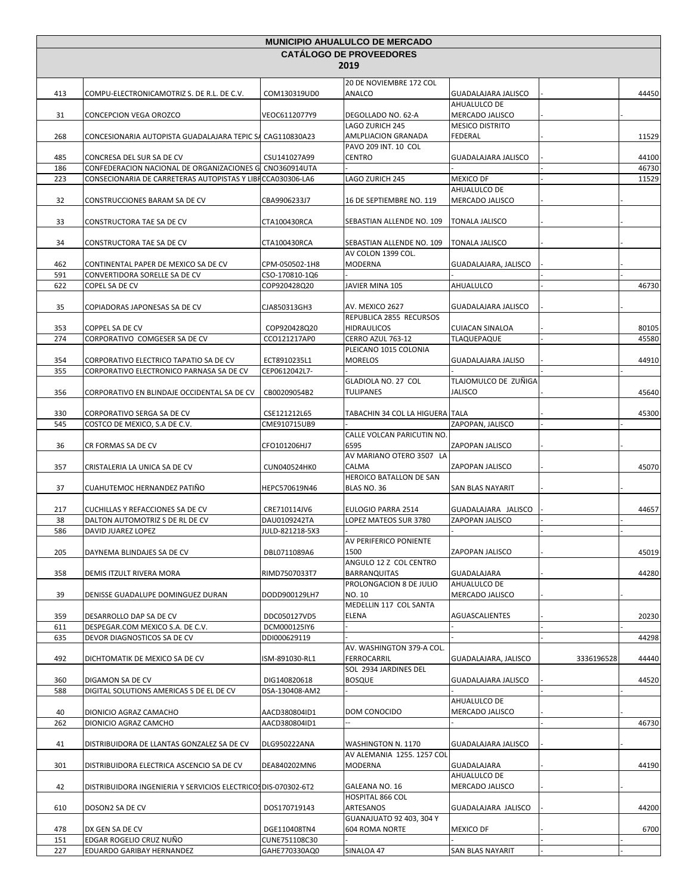# MUNICIPIO AHUALULCO DE MERCADO

## CATÁLOGO DE PROVEEDORES

## 2019

| | | | | | | |
|---|---|---|---|---|---|---|
| 413 | COMPU-ELECTRONICAMOTRIZ S. DE R.L. DE C.V. | COM130319UD0 | 20 DE NOVIEMBRE 172 COL ANALCO | GUADALAJARA JALISCO | - | 44450 |
| 31 | CONCEPCION VEGA OROZCO | VEOC6112077Y9 | DEGOLLADO NO. 62-A | AHUALULCO DE MERCADO JALISCO | - | - |
| 268 | CONCESIONARIA AUTOPISTA GUADALAJARA TEPIC SA | CAG110830A23 | LAGO ZURICH 245 AMLPLIACION GRANADA | MESICO DISTRITO FEDERAL | - | 11529 |
| 485 | CONCRESA DEL SUR SA DE CV | CSU141027A99 | PAVO 209 INT. 10 COL CENTRO | GUADALAJARA JALISCO | - | 44100 |
| 186 | CONFEDERACION NACIONAL DE ORGANIZACIONES G | CNO360914UTA | - | - | - | 46730 |
| 223 | CONSECIONARIA DE CARRETERAS AUTOPISTAS Y LIBR | CCA030306-LA6 | LAGO ZURICH 245 | MEXICO DF | - | 11529 |
| 32 | CONSTRUCCIONES BARAM SA DE CV | CBA9906233J7 | 16 DE SEPTIEMBRE NO. 119 | AHUALULCO DE MERCADO JALISCO | - | - |
| 33 | CONSTRUCTORA TAE SA DE CV | CTA100430RCA | SEBASTIAN ALLENDE NO. 109 | TONALA JALISCO | - | - |
| 34 | CONSTRUCTORA TAE SA DE CV | CTA100430RCA | SEBASTIAN ALLENDE NO. 109 | TONALA JALISCO | - | - |
| 462 | CONTINENTAL PAPER DE MEXICO SA DE CV | CPM-050502-1H8 | AV COLON 1399 COL. MODERNA | GUADALAJARA, JALISCO | - | - |
| 591 | CONVERTIDORA SORELLE SA DE CV | CSO-170810-1Q6 | - | - | - | - |
| 622 | COPEL SA DE CV | COP920428Q20 | JAVIER MINA 105 | AHUALULCO | - | 46730 |
| 35 | COPIADORAS JAPONESAS SA DE CV | CJA850313GH3 | AV. MEXICO 2627 | GUADALAJARA JALISCO | - | - |
| 353 | COPPEL SA DE CV | COP920428Q20 | REPUBLICA 2855 RECURSOS HIDRAULICOS | CUIACAN SINALOA | - | 80105 |
| 274 | CORPORATIVO COMGESER SA DE CV | CCO121217AP0 | CERRO AZUL 763-12 | TLAQUEPAQUE | - | 45580 |
| 354 | CORPORATIVO ELECTRICO TAPATIO SA DE CV | ECT8910235L1 | PLEICANO 1015 COLONIA MORELOS | GUADALAJARA JALISO | - | 44910 |
| 355 | CORPORATIVO ELECTRONICO PARNASA SA DE CV | CEP0612042L7- | - | - | - | |
| 356 | CORPORATIVO EN BLINDAJE OCCIDENTAL SA DE CV | CB00209054B2 | GLADIOLA NO. 27 COL TULIPANES | TLAJOMULCO DE ZUÑIGA JALISCO | - | 45640 |
| 330 | CORPORATIVO SERGA SA DE CV | CSE121212L65 | TABACHIN 34 COL LA HIGUERA | TALA | - | 45300 |
| 545 | COSTCO DE MEXICO, S.A DE C.V. | CME910715UB9 | - | ZAPOPAN, JALISCO | - | - |
| 36 | CR FORMAS SA DE CV | CFO101206HJ7 | CALLE VOLCAN PARICUTIN NO. 6595 | ZAPOPAN JALISCO | - | - |
| 357 | CRISTALERIA LA UNICA SA DE CV | CUN040524HK0 | AV MARIANO OTERO 3507 LA CALMA | ZAPOPAN JALISCO | - | 45070 |
| 37 | CUAHUTEMOC HERNANDEZ PATIÑO | HEPC570619N46 | HEROICO BATALLON DE SAN BLAS NO. 36 | SAN BLAS NAYARIT | - | - |
| 217 | CUCHILLAS Y REFACCIONES SA DE CV | CRE710114JV6 | EULOGIO PARRA 2514 | GUADALAJARA JALISCO | - | 44657 |
| 38 | DALTON AUTOMOTRIZ S DE RL DE CV | DAU0109242TA | LOPEZ MATEOS SUR 3780 | ZAPOPAN JALISCO | - | - |
| 586 | DAVID JUAREZ LOPEZ | JULD-821218-5X3 | - | - | - | - |
| 205 | DAYNEMA BLINDAJES SA DE CV | DBL0711089A6 | AV PERIFERICO PONIENTE 1500 | ZAPOPAN JALISCO | - | 45019 |
| 358 | DEMIS ITZULT RIVERA MORA | RIMD7507033T7 | ANGULO 12 Z COL CENTRO BARRANQUITAS | GUADALAJARA | - | 44280 |
| 39 | DENISSE GUADALUPE DOMINGUEZ DURAN | DODD900129LH7 | PROLONGACION 8 DE JULIO NO. 10 | AHUALULCO DE MERCADO JALISCO | - | - |
| 359 | DESARROLLO DAP SA DE CV | DDC050127VD5 | MEDELLIN 117 COL SANTA ELENA | AGUASCALIENTES | - | 20230 |
| 611 | DESPEGAR.COM MEXICO S.A. DE C.V. | DCM000125IY6 | - | - | - | - |
| 635 | DEVOR DIAGNOSTICOS SA DE CV | DDI000629119 | - | - | - | 44298 |
| 492 | DICHTOMATIK DE MEXICO SA DE CV | ISM-891030-RL1 | AV. WASHINGTON 379-A COL. FERROCARRIL | GUADALAJARA, JALISCO | 3336196528 | 44440 |
| 360 | DIGAMON SA DE CV | DIG140820618 | SOL 2934 JARDINES DEL BOSQUE | GUADALAJARA JALISCO | - | 44520 |
| 588 | DIGITAL SOLUTIONS AMERICAS S DE EL DE CV | DSA-130408-AM2 | - | - | - | - |
| 40 | DIONICIO AGRAZ CAMACHO | AACD380804ID1 | DOM CONOCIDO | AHUALULCO DE MERCADO JALISCO | - | - |
| 262 | DIONICIO AGRAZ CAMCHO | AACD380804ID1 | -- | - | - | 46730 |
| 41 | DISTRIBUIDORA DE LLANTAS GONZALEZ SA DE CV | DLG950222ANA | WASHINGTON N. 1170 | GUADALAJARA JALISCO | - | - |
| 301 | DISTRIBUIDORA ELECTRICA ASCENCIO SA DE CV | DEA840202MN6 | AV ALEMANIA 1255. 1257 COL MODERNA | GUADALAJARA | - | 44190 |
| 42 | DISTRIBUIDORA INGENIERIA Y SERVICIOS ELECTRICOS | DIS-070302-6T2 | GALEANA NO. 16 | AHUALULCO DE MERCADO JALISCO | - | - |
| 610 | DOSON2 SA DE CV | DOS170719143 | HOSPITAL 866 COL ARTESANOS | GUADALAJARA JALISCO | - | 44200 |
| 478 | DX GEN SA DE CV | DGE110408TN4 | GUANAJUATO 92 403, 304 Y 604 ROMA NORTE | MEXICO DF | - | 6700 |
| 151 | EDGAR ROGELIO CRUZ NUÑO | CUNE751108C30 | - | - | - | - |
| 227 | EDUARDO GARIBAY HERNANDEZ | GAHE770330AQ0 | SINALOA 47 | SAN BLAS NAYARIT | - | - |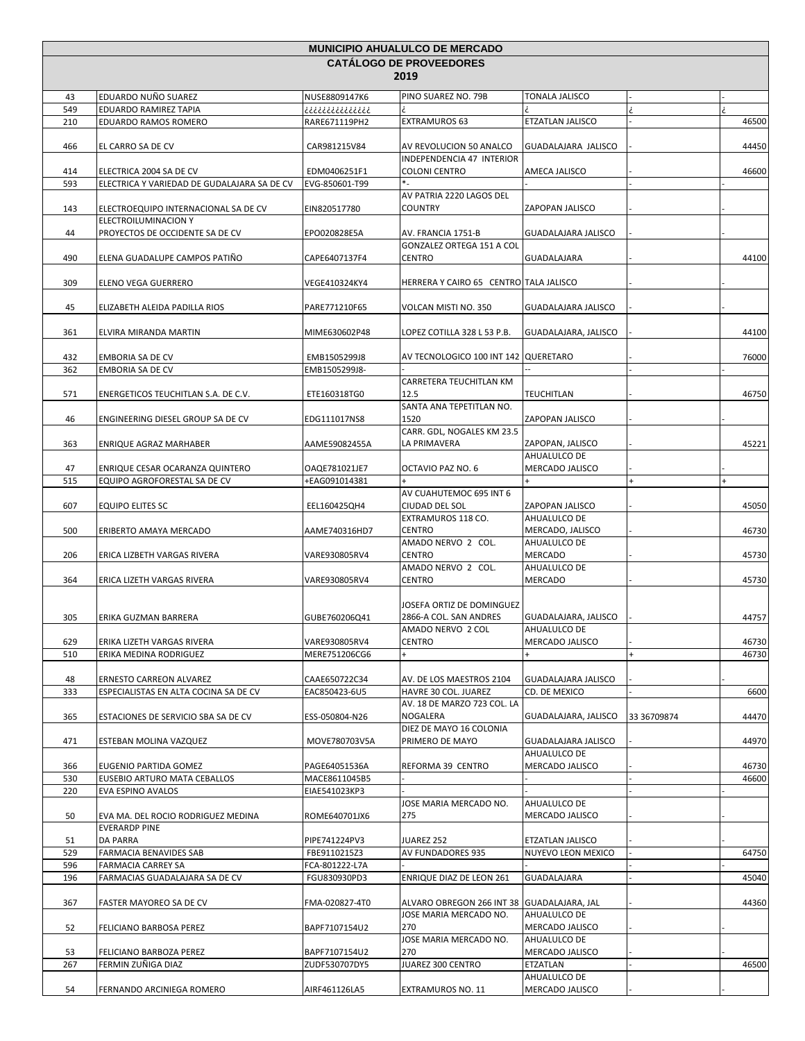# MUNICIPIO AHUALULCO DE MERCADO

## CATÁLOGO DE PROVEEDORES

## 2019

| | | | | | | |
|---|---|---|---|---|---|---|
| 43 | EDUARDO NUÑO SUAREZ | NUSE8809147K6 | PINO SUAREZ NO. 79B | TONALA JALISCO | - | - |
| 549 | EDUARDO RAMIREZ TAPIA | ¿¿¿¿¿¿¿¿¿¿¿¿¿¿ | ¿ | ¿ | ¿ | ¿ |
| 210 | EDUARDO RAMOS ROMERO | RARE671119PH2 | EXTRAMUROS 63 | ETZATLAN JALISCO | - | 46500 |
| 466 | EL CARRO SA DE CV | CAR981215V84 | AV REVOLUCION 50 ANALCO | GUADALAJARA JALISCO | - | 44450 |
| 414 | ELECTRICA 2004 SA DE CV | EDM0406251F1 | INDEPENDENCIA 47 INTERIOR COLONI CENTRO | AMECA JALISCO | - | 46600 |
| 593 | ELECTRICA Y VARIEDAD DE GUDALAJARA SA DE CV | EVG-850601-T99 | *- | - | - | - |
| 143 | ELECTROEQUIPO INTERNACIONAL SA DE CV | EIN820517780 | AV PATRIA 2220 LAGOS DEL COUNTRY | ZAPOPAN JALISCO | - | - |
| 44 | ELECTROILUMINACION Y PROYECTOS DE OCCIDENTE SA DE CV | EPO020828E5A | AV. FRANCIA 1751-B | GUADALAJARA JALISCO | - | - |
| 490 | ELENA GUADALUPE CAMPOS PATIÑO | CAPE6407137F4 | GONZALEZ ORTEGA 151 A COL CENTRO | GUADALAJARA | - | 44100 |
| 309 | ELENO VEGA GUERRERO | VEGE410324KY4 | HERRERA Y CAIRO 65 CENTRO | TALA JALISCO | - | - |
| 45 | ELIZABETH ALEIDA PADILLA RIOS | PARE771210F65 | VOLCAN MISTI NO. 350 | GUADALAJARA JALISCO | - | - |
| 361 | ELVIRA MIRANDA MARTIN | MIME630602P48 | LOPEZ COTILLA 328 L 53 P.B. | GUADALAJARA, JALISCO | - | 44100 |
| 432 | EMBORIA SA DE CV | EMB1505299J8 | AV TECNOLOGICO 100 INT 142 | QUERETARO | - | 76000 |
| 362 | EMBORIA SA DE CV | EMB1505299J8- | - | -- | - | - |
| 571 | ENERGETICOS TEUCHITLAN S.A. DE C.V. | ETE160318TG0 | CARRETERA TEUCHITLAN KM 12.5 | TEUCHITLAN | - | 46750 |
| 46 | ENGINEERING DIESEL GROUP SA DE CV | EDG111017NS8 | SANTA ANA TEPETITLAN NO. 1520 | ZAPOPAN JALISCO | - | - |
| 363 | ENRIQUE AGRAZ MARHABER | AAME59082455A | CARR. GDL, NOGALES KM 23.5 LA PRIMAVERA | ZAPOPAN, JALISCO | - | 45221 |
| 47 | ENRIQUE CESAR OCARANZA QUINTERO | OAQE781021JE7 | OCTAVIO PAZ NO. 6 | AHUALULCO DE MERCADO JALISCO | - | - |
| 515 | EQUIPO AGROFORESTAL SA DE CV | +EAG091014381 | + | + | + | + |
| 607 | EQUIPO ELITES SC | EEL160425QH4 | AV CUAHUTEMOC 695 INT 6 CIUDAD DEL SOL | ZAPOPAN JALISCO | - | 45050 |
| 500 | ERIBERTO AMAYA MERCADO | AAME740316HD7 | EXTRAMUROS 118 CO. CENTRO | AHUALULCO DE MERCADO, JALISCO | - | 46730 |
| 206 | ERICA LIZBETH VARGAS RIVERA | VARE930805RV4 | AMADO NERVO 2 COL. CENTRO | AHUALULCO DE MERCADO | - | 45730 |
| 364 | ERICA LIZETH VARGAS RIVERA | VARE930805RV4 | AMADO NERVO 2 COL. CENTRO | AHUALULCO DE MERCADO | - | 45730 |
| 305 | ERIKA GUZMAN BARRERA | GUBE760206Q41 | JOSEFA ORTIZ DE DOMINGUEZ 2866-A COL. SAN ANDRES | GUADALAJARA, JALISCO | - | 44757 |
| 629 | ERIKA LIZETH VARGAS RIVERA | VARE930805RV4 | AMADO NERVO 2 COL CENTRO | AHUALULCO DE MERCADO JALISCO | - | 46730 |
| 510 | ERIKA MEDINA RODRIGUEZ | MERE751206CG6 | + | + | + | 46730 |
| 48 | ERNESTO CARREON ALVAREZ | CAAE650722C34 | AV. DE LOS MAESTROS 2104 | GUADALAJARA JALISCO | - | - |
| 333 | ESPECIALISTAS EN ALTA COCINA SA DE CV | EAC850423-6U5 | HAVRE 30 COL. JUAREZ | CD. DE MEXICO | - | 6600 |
| 365 | ESTACIONES DE SERVICIO SBA SA DE CV | ESS-050804-N26 | AV. 18 DE MARZO 723 COL. LA NOGALERA | GUADALAJARA, JALISCO | 33 36709874 | 44470 |
| 471 | ESTEBAN MOLINA VAZQUEZ | MOVE780703V5A | DIEZ DE MAYO 16 COLONIA PRIMERO DE MAYO | GUADALAJARA JALISCO | - | 44970 |
| 366 | EUGENIO PARTIDA GOMEZ | PAGE64051536A | REFORMA 39 CENTRO | AHUALULCO DE MERCADO JALISCO | - | 46730 |
| 530 | EUSEBIO ARTURO MATA CEBALLOS | MACE8611045B5 | - | - | - | 46600 |
| 220 | EVA ESPINO AVALOS | EIAE541023KP3 | - | - | - | - |
| 50 | EVA MA. DEL ROCIO RODRIGUEZ MEDINA | ROME640701JX6 | JOSE MARIA MERCADO NO. 275 | AHUALULCO DE MERCADO JALISCO | - | - |
| 51 | EVERARDP PINE DA PARRA | PIPE741224PV3 | JUAREZ 252 | ETZATLAN JALISCO | - | - |
| 529 | FARMACIA BENAVIDES SAB | FBE9110215Z3 | AV FUNDADORES 935 | NUYEVO LEON MEXICO | - | 64750 |
| 596 | FARMACIA CARREY SA | FCA-801222-L7A | - | - | - | - |
| 196 | FARMACIAS GUADALAJARA SA DE CV | FGU830930PD3 | ENRIQUE DIAZ DE LEON 261 | GUADALAJARA | - | 45040 |
| 367 | FASTER MAYOREO SA DE CV | FMA-020827-4T0 | ALVARO OBREGON 266 INT 38 | GUADALAJARA, JAL | - | 44360 |
| 52 | FELICIANO BARBOSA PEREZ | BAPF7107154U2 | JOSE MARIA MERCADO NO. 270 | AHUALULCO DE MERCADO JALISCO | - | - |
| 53 | FELICIANO BARBOZA PEREZ | BAPF7107154U2 | JOSE MARIA MERCADO NO. 270 | AHUALULCO DE MERCADO JALISCO | - | - |
| 267 | FERMIN ZUÑIGA DIAZ | ZUDF530707DY5 | JUAREZ 300 CENTRO | ETZATLAN | - | 46500 |
| 54 | FERNANDO ARCINIEGA ROMERO | AIRF461126LA5 | EXTRAMUROS NO. 11 | AHUALULCO DE MERCADO JALISCO | - | - |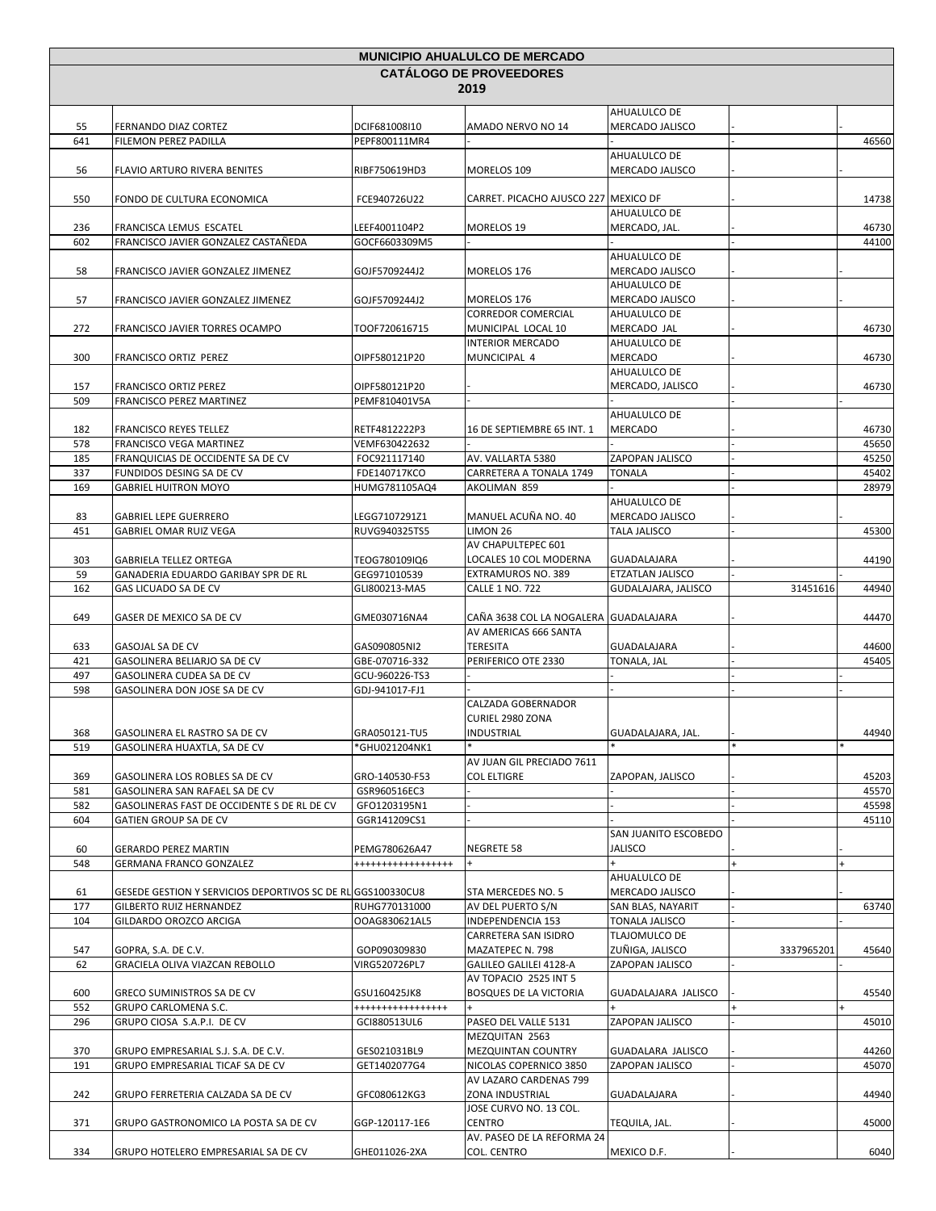# MUNICIPIO AHUALULCO DE MERCADO

## CATÁLOGO DE PROVEEDORES

### 2019

| | | | | | | |
|---|---|---|---|---|---|---|
| 55 | FERNANDO DIAZ CORTEZ | DCIF681008I10 | AMADO NERVO NO 14 | AHUALULCO DE MERCADO JALISCO | - | - |
| 641 | FILEMON PEREZ PADILLA | PEPF800111MR4 | - | - | - | 46560 |
| 56 | FLAVIO ARTURO RIVERA BENITES | RIBF750619HD3 | MORELOS 109 | AHUALULCO DE MERCADO JALISCO | - | - |
| 550 | FONDO DE CULTURA ECONOMICA | FCE940726U22 | CARRET. PICACHO AJUSCO 227 | MEXICO DF | - | 14738 |
| 236 | FRANCISCA LEMUS ESCATEL | LEEF4001104P2 | MORELOS 19 | AHUALULCO DE MERCADO, JAL. | - | 46730 |
| 602 | FRANCISCO JAVIER GONZALEZ CASTAÑEDA | GOCF6603309M5 | - | - | - | 44100 |
| 58 | FRANCISCO JAVIER GONZALEZ JIMENEZ | GOJF5709244J2 | MORELOS 176 | AHUALULCO DE MERCADO JALISCO | - | - |
| 57 | FRANCISCO JAVIER GONZALEZ JIMENEZ | GOJF5709244J2 | MORELOS 176 | AHUALULCO DE MERCADO JALISCO | - | - |
| 272 | FRANCISCO JAVIER TORRES OCAMPO | TOOF720616715 | CORREDOR COMERCIAL MUNICIPAL LOCAL 10 | AHUALULCO DE MERCADO JAL | - | 46730 |
| 300 | FRANCISCO ORTIZ PEREZ | OIPF580121P20 | INTERIOR MERCADO MUNCICIPAL 4 | AHUALULCO DE MERCADO | - | 46730 |
| 157 | FRANCISCO ORTIZ PEREZ | OIPF580121P20 | - | AHUALULCO DE MERCADO, JALISCO | - | 46730 |
| 509 | FRANCISCO PEREZ MARTINEZ | PEMF810401V5A | - | - | - | - |
| 182 | FRANCISCO REYES TELLEZ | RETF4812222P3 | 16 DE SEPTIEMBRE 65 INT. 1 | AHUALULCO DE MERCADO | - | 46730 |
| 578 | FRANCISCO VEGA MARTINEZ | VEMF630422632 | - | - | - | 45650 |
| 185 | FRANQUICIAS DE OCCIDENTE SA DE CV | FOC921117140 | AV. VALLARTA 5380 | ZAPOPAN JALISCO | - | 45250 |
| 337 | FUNDIDOS DESING SA DE CV | FDE140717KCO | CARRETERA A TONALA 1749 | TONALA | - | 45402 |
| 169 | GABRIEL HUITRON MOYO | HUMG781105AQ4 | AKOLIMAN 859 | - | - | 28979 |
| 83 | GABRIEL LEPE GUERRERO | LEGG7107291Z1 | MANUEL ACUÑA NO. 40 | AHUALULCO DE MERCADO JALISCO | - | - |
| 451 | GABRIEL OMAR RUIZ VEGA | RUVG940325TS5 | LIMON 26 | TALA JALISCO | - | 45300 |
| 303 | GABRIELA TELLEZ ORTEGA | TEOG780109IQ6 | AV CHAPULTEPEC 601 LOCALES 10 COL MODERNA | GUADALAJARA | - | 44190 |
| 59 | GANADERIA EDUARDO GARIBAY SPR DE RL | GEG971010539 | EXTRAMUROS NO. 389 | ETZATLAN JALISCO | - | - |
| 162 | GAS LICUADO SA DE CV | GLI800213-MA5 | CALLE 1 NO. 722 | GUDALAJARA, JALISCO | 31451616 | 44940 |
| 649 | GASER DE MEXICO SA DE CV | GME030716NA4 | CAÑA 3638 COL LA NOGALERA | GUADALAJARA | - | 44470 |
| 633 | GASOJAL SA DE CV | GAS090805NI2 | AV AMERICAS 666 SANTA TERESITA | GUADALAJARA | - | 44600 |
| 421 | GASOLINERA BELIARJO SA DE CV | GBE-070716-332 | PERIFERICO OTE 2330 | TONALA, JAL | - | 45405 |
| 497 | GASOLINERA CUDEA SA DE CV | GCU-960226-TS3 | - | - | - | - |
| 598 | GASOLINERA DON JOSE SA DE CV | GDJ-941017-FJ1 | - | - | - | - |
| 368 | GASOLINERA EL RASTRO SA DE CV | GRA050121-TU5 | CALZADA GOBERNADOR CURIEL 2980 ZONA INDUSTRIAL | GUADALAJARA, JAL. | - | 44940 |
| 519 | GASOLINERA HUAXTLA, SA DE CV | *GHU021204NK1 | * | * | * | * |
| 369 | GASOLINERA LOS ROBLES SA DE CV | GRO-140530-F53 | AV JUAN GIL PRECIADO 7611 COL ELTIGRE | ZAPOPAN, JALISCO | - | 45203 |
| 581 | GASOLINERA SAN RAFAEL SA DE CV | GSR960516EC3 | - | - | - | 45570 |
| 582 | GASOLINERAS FAST DE OCCIDENTE S DE RL DE CV | GFO1203195N1 | - | - | - | 45598 |
| 604 | GATIEN GROUP SA DE CV | GGR141209CS1 | - | - | - | 45110 |
| 60 | GERARDO PEREZ MARTIN | PEMG780626A47 | NEGRETE 58 | SAN JUANITO ESCOBEDO JALISCO | - | - |
| 548 | GERMANA FRANCO GONZALEZ | +++++++++++++++++ | + | + | + | + |
| 61 | GESEDE GESTION Y SERVICIOS DEPORTIVOS SC DE RL | GGS100330CU8 | STA MERCEDES NO. 5 | AHUALULCO DE MERCADO JALISCO | - | - |
| 177 | GILBERTO RUIZ HERNANDEZ | RUHG770131000 | AV DEL PUERTO S/N | SAN BLAS, NAYARIT | - | 63740 |
| 104 | GILDARDO OROZCO ARCIGA | OOAG830621AL5 | INDEPENDENCIA 153 | TONALA JALISCO | - | - |
| 547 | GOPRA, S.A. DE C.V. | GOP090309830 | CARRETERA SAN ISIDRO MAZATEPEC N. 798 | TLAJOMULCO DE ZUÑIGA, JALISCO | 3337965201 | 45640 |
| 62 | GRACIELA OLIVA VIAZCAN REBOLLO | VIRG520726PL7 | GALILEO GALILEI 4128-A | ZAPOPAN JALISCO | - | - |
| 600 | GRECO SUMINISTROS SA DE CV | GSU160425JK8 | AV TOPACIO 2525 INT 5 BOSQUES DE LA VICTORIA | GUADALAJARA JALISCO | - | 45540 |
| 552 | GRUPO CARLOMENA S.C. | ++++++++++++++++ | + | + | + | + |
| 296 | GRUPO CIOSA S.A.P.I. DE CV | GCI880513UL6 | PASEO DEL VALLE 5131 | ZAPOPAN JALISCO | - | 45010 |
| 370 | GRUPO EMPRESARIAL S.J. S.A. DE C.V. | GES021031BL9 | MEZQUITAN 2563 MEZQUINTAN COUNTRY | GUADALARA JALISCO | - | 44260 |
| 191 | GRUPO EMPRESARIAL TICAF SA DE CV | GET1402077G4 | NICOLAS COPERNICO 3850 | ZAPOPAN JALISCO | - | 45070 |
| 242 | GRUPO FERRETERIA CALZADA SA DE CV | GFC080612KG3 | AV LAZARO CARDENAS 799 ZONA INDUSTRIAL | GUADALAJARA | - | 44940 |
| 371 | GRUPO GASTRONOMICO LA POSTA SA DE CV | GGP-120117-1E6 | JOSE CURVO NO. 13 COL. CENTRO | TEQUILA, JAL. | - | 45000 |
| 334 | GRUPO HOTELERO EMPRESARIAL SA DE CV | GHE011026-2XA | AV. PASEO DE LA REFORMA 24 COL. CENTRO | MEXICO D.F. | - | 6040 |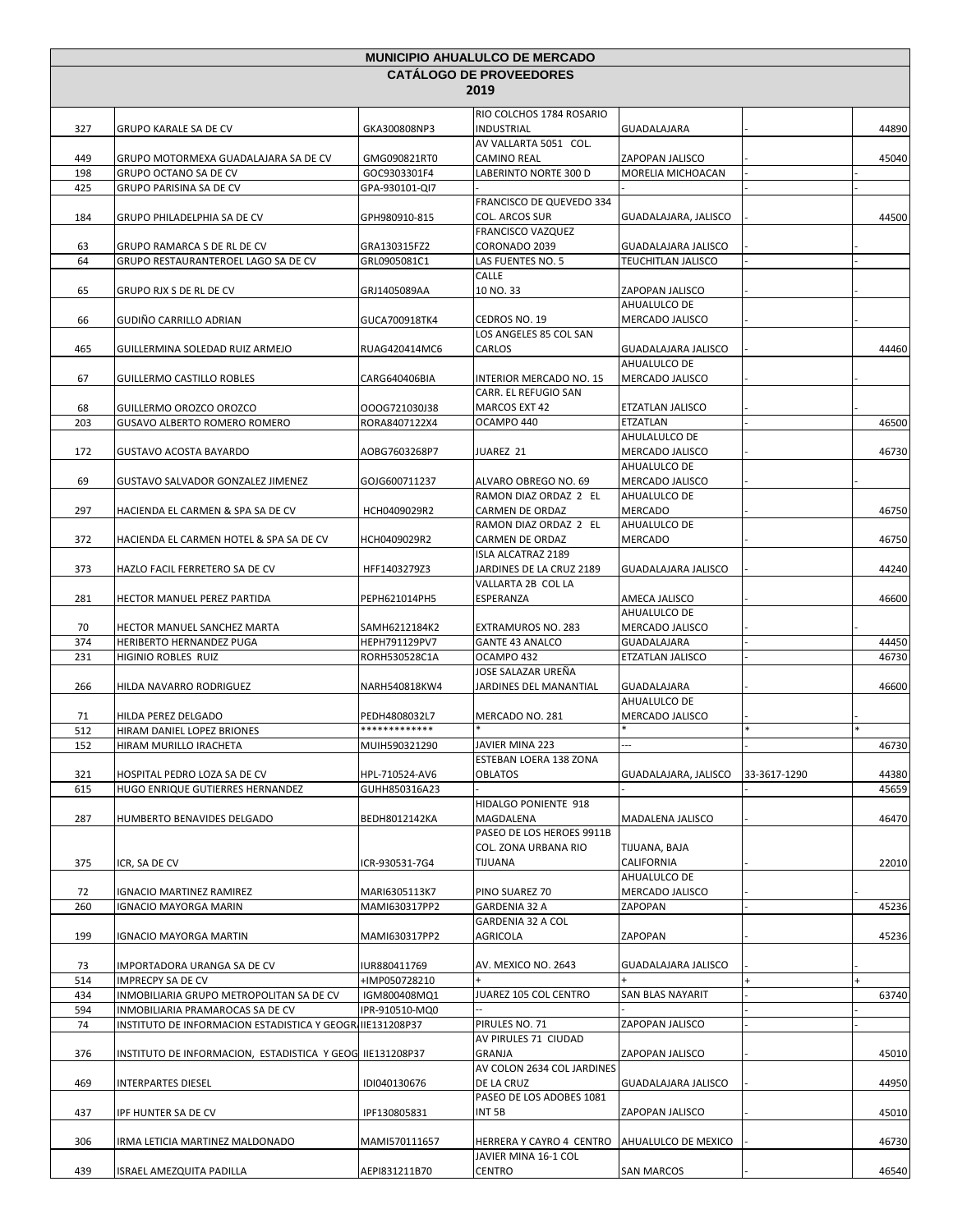| MUNICIPIO AHUALULCO DE MERCADO | | | | | | |
|---|---|---|---|---|---|---|
| CATÁLOGO DE PROVEEDORES 2019 | | | | | | |
| 327 | GRUPO KARALE SA DE CV | GKA300808NP3 | RIO COLCHOS 1784 ROSARIO INDUSTRIAL | GUADALAJARA | - | 44890 |
| 449 | GRUPO MOTORMEXA GUADALAJARA SA DE CV | GMG090821RT0 | AV VALLARTA 5051 COL. CAMINO REAL | ZAPOPAN JALISCO | - | 45040 |
| 198 | GRUPO OCTANO SA DE CV | GOC9303301F4 | LABERINTO NORTE 300 D | MORELIA MICHOACAN | - | - |
| 425 | GRUPO PARISINA SA DE CV | GPA-930101-QI7 | - | - | - | - |
| 184 | GRUPO PHILADELPHIA SA DE CV | GPH980910-815 | FRANCISCO DE QUEVEDO 334 COL. ARCOS SUR | GUADALAJARA, JALISCO | - | 44500 |
| 63 | GRUPO RAMARCA S DE RL DE CV | GRA130315FZ2 | FRANCISCO VAZQUEZ CORONADO 2039 | GUADALAJARA JALISCO | - | - |
| 64 | GRUPO RESTAURANTEROEL LAGO SA DE CV | GRL0905081C1 | LAS FUENTES NO. 5 | TEUCHITLAN JALISCO | - | - |
| 65 | GRUPO RJX S DE RL DE CV | GRJ1405089AA | CALLE 10 NO. 33 | ZAPOPAN JALISCO | - | - |
| 66 | GUDIÑO CARRILLO ADRIAN | GUCA700918TK4 | CEDROS NO. 19 | AHUALULCO DE MERCADO JALISCO | - | - |
| 465 | GUILLERMINA SOLEDAD RUIZ ARMEJO | RUAG420414MC6 | LOS ANGELES 85 COL SAN CARLOS | GUADALAJARA JALISCO | - | 44460 |
| 67 | GUILLERMO CASTILLO ROBLES | CARG640406BIA | INTERIOR MERCADO NO. 15 | AHUALULCO DE MERCADO JALISCO | - | - |
| 68 | GUILLERMO OROZCO OROZCO | OOOG721030J38 | CARR. EL REFUGIO SAN MARCOS EXT 42 | ETZATLAN JALISCO | - | - |
| 203 | GUSAVO ALBERTO ROMERO ROMERO | RORA8407122X4 | OCAMPO 440 | ETZATLAN | - | 46500 |
| 172 | GUSTAVO ACOSTA BAYARDO | AOBG7603268P7 | JUAREZ 21 | AHULALULCO DE MERCADO JALISCO | - | 46730 |
| 69 | GUSTAVO SALVADOR GONZALEZ JIMENEZ | GOJG600711237 | ALVARO OBREGO NO. 69 | AHUALULCO DE MERCADO JALISCO | - | - |
| 297 | HACIENDA EL CARMEN & SPA SA DE CV | HCH0409029R2 | RAMON DIAZ ORDAZ 2 EL CARMEN DE ORDAZ | AHUALULCO DE MERCADO | - | 46750 |
| 372 | HACIENDA EL CARMEN HOTEL & SPA SA DE CV | HCH0409029R2 | RAMON DIAZ ORDAZ 2 EL CARMEN DE ORDAZ | AHUALULCO DE MERCADO | - | 46750 |
| 373 | HAZLO FACIL FERRETERO SA DE CV | HFF1403279Z3 | ISLA ALCATRAZ 2189 JARDINES DE LA CRUZ 2189 | GUADALAJARA JALISCO | - | 44240 |
| 281 | HECTOR MANUEL PEREZ PARTIDA | PEPH621014PH5 | VALLARTA 2B COL LA ESPERANZA | AMECA JALISCO | - | 46600 |
| 70 | HECTOR MANUEL SANCHEZ MARTA | SAMH6212184K2 | EXTRAMUROS NO. 283 | AHUALULCO DE MERCADO JALISCO | - | - |
| 374 | HERIBERTO HERNANDEZ PUGA | HEPH791129PV7 | GANTE 43 ANALCO | GUADALAJARA | - | 44450 |
| 231 | HIGINIO ROBLES RUIZ | RORH530528C1A | OCAMPO 432 | ETZATLAN JALISCO | - | 46730 |
| 266 | HILDA NAVARRO RODRIGUEZ | NARH540818KW4 | JOSE SALAZAR UREÑA JARDINES DEL MANANTIAL | GUADALAJARA | - | 46600 |
| 71 | HILDA PEREZ DELGADO | PEDH4808032L7 | MERCADO NO. 281 | AHUALULCO DE MERCADO JALISCO | - | - |
| 512 | HIRAM DANIEL LOPEZ BRIONES | ************* | * | * | * | * |
| 152 | HIRAM MURILLO IRACHETA | MUIH590321290 | JAVIER MINA 223 | --- | - | 46730 |
| 321 | HOSPITAL PEDRO LOZA SA DE CV | HPL-710524-AV6 | ESTEBAN LOERA 138 ZONA OBLATOS | GUADALAJARA, JALISCO | 33-3617-1290 | 44380 |
| 615 | HUGO ENRIQUE GUTIERRES HERNANDEZ | GUHH850316A23 | - | - | - | 45659 |
| 287 | HUMBERTO BENAVIDES DELGADO | BEDH8012142KA | HIDALGO PONIENTE 918 MAGDALENA | MADALENA JALISCO | - | 46470 |
| 375 | ICR, SA DE CV | ICR-930531-7G4 | PASEO DE LOS HEROES 9911B COL. ZONA URBANA RIO TIJUANA | TIJUANA, BAJA CALIFORNIA | - | 22010 |
| 72 | IGNACIO MARTINEZ RAMIREZ | MARI6305113K7 | PINO SUAREZ 70 | AHUALULCO DE MERCADO JALISCO | - | - |
| 260 | IGNACIO MAYORGA MARIN | MAMI630317PP2 | GARDENIA 32 A | ZAPOPAN | - | 45236 |
| 199 | IGNACIO MAYORGA MARTIN | MAMI630317PP2 | GARDENIA 32 A COL AGRICOLA | ZAPOPAN | - | 45236 |
| 73 | IMPORTADORA URANGA SA DE CV | IUR880411769 | AV. MEXICO NO. 2643 | GUADALAJARA JALISCO | - | - |
| 514 | IMPRECPY SA DE CV | +IMP050728210 | + | + | + | + |
| 434 | INMOBILIARIA GRUPO METROPOLITAN SA DE CV | IGM800408MQ1 | JUAREZ 105 COL CENTRO | SAN BLAS NAYARIT | - | 63740 |
| 594 | INMOBILIARIA PRAMAROCAS SA DE CV | IPR-910510-MQ0 | -- | - | - | - |
| 74 | INSTITUTO DE INFORMACION ESTADISTICA Y GEOGRA | IIE131208P37 | PIRULES NO. 71 | ZAPOPAN JALISCO | - | - |
| 376 | INSTITUTO DE INFORMACION, ESTADISTICA Y GEOG | IIE131208P37 | AV PIRULES 71 CIUDAD GRANJA | ZAPOPAN JALISCO | - | 45010 |
| 469 | INTERPARTES DIESEL | IDI040130676 | AV COLON 2634 COL JARDINES DE LA CRUZ | GUADALAJARA JALISCO | - | 44950 |
| 437 | IPF HUNTER SA DE CV | IPF130805831 | PASEO DE LOS ADOBES 1081 INT 5B | ZAPOPAN JALISCO | - | 45010 |
| 306 | IRMA LETICIA MARTINEZ MALDONADO | MAMI570111657 | HERRERA Y CAYRO 4 CENTRO | AHUALULCO DE MEXICO | - | 46730 |
| 439 | ISRAEL AMEZQUITA PADILLA | AEPI831211B70 | JAVIER MINA 16-1 COL CENTRO | SAN MARCOS | - | 46540 |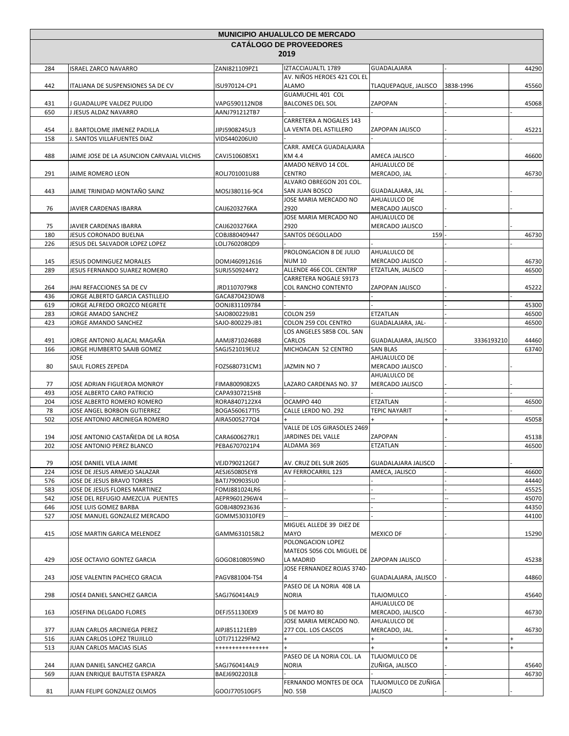# MUNICIPIO AHUALULCO DE MERCADO

## CATÁLOGO DE PROVEEDORES

## 2019

| | | | | | | |
|---|---|---|---|---|---|---|
| 284 | ISRAEL ZARCO NAVARRO | ZANI821109PZ1 | IZTACCIAUALTL 1789 | GUADALAJARA | - | 44290 |
| 442 | ITALIANA DE SUSPENSIONES SA DE CV | ISU970124-CP1 | AV. NIÑOS HEROES 421 COL EL ALAMO | TLAQUEPAQUE, JALISCO | 3838-1996 | 45560 |
| 431 | J GUADALUPE VALDEZ PULIDO | VAPG590112ND8 | GUAMUCHIL 401 COL BALCONES DEL SOL | ZAPOPAN | - | 45068 |
| 650 | J JESUS ALDAZ NAVARRO | AANJ791212TB7 | - | - | - | - |
| 454 | J. BARTOLOME JIMENEZ PADILLA | JIPJ5908245U3 | CARRETERA A NOGALES 143 LA VENTA DEL ASTILLERO | ZAPOPAN JALISCO | - | 45221 |
| 158 | J. SANTOS VILLAFUENTES DIAZ | VIDS440206UI0 | - | - | - | - |
| 488 | JAIME JOSE DE LA ASUNCION CARVAJAL VILCHIS | CAVJ5106085X1 | CARR. AMECA GUADALAJARA KM 4.4 | AMECA JALISCO | - | 46600 |
| 291 | JAIME ROMERO LEON | ROLJ701001U88 | AMADO NERVO 14 COL. CENTRO | AHUALULCO DE MERCADO, JAL | - | 46730 |
| 443 | JAIME TRINIDAD MONTAÑO SAINZ | MOSJ380116-9C4 | ALVARO OBREGON 201 COL. SAN JUAN BOSCO | GUADALAJARA, JAL | - | - |
| 76 | JAVIER CARDENAS IBARRA | CAIJ6203276KA | JOSE MARIA MERCADO NO 2920 | AHUALULCO DE MERCADO JALISCO | - | - |
| 75 | JAVIER CARDENAS IBARRA | CAIJ6203276KA | JOSE MARIA MERCADO NO 2920 | AHUALULCO DE MERCADO JALISCO | - | - |
| 180 | JESUS CORONADO BUELNA | COBJ880409447 | SANTOS DEGOLLADO | 159 | - | 46730 |
| 226 | JESUS DEL SALVADOR LOPEZ LOPEZ | LOLJ760208QD9 | - | - | - | - |
| 145 | JESUS DOMINGUEZ MORALES | DOMJ460912616 | PROLONGACION 8 DE JULIO NUM 10 | AHUALULCO DE MERCADO JALISCO | - | 46730 |
| 289 | JESUS FERNANDO SUAREZ ROMERO | SURJ5509244Y2 | ALLENDE 466 COL. CENTRP | ETZATLAN, JALISCO | - | 46500 |
| 264 | JHAI REFACCIONES SA DE CV | JRD1107079K8 | CARRETERA NOGALE S9173 COL RANCHO CONTENTO | ZAPOPAN JALISCO | - | 45222 |
| 436 | JORGE ALBERTO GARCIA CASTILLEJO | GACA870423DW8 | - | - | - | - |
| 619 | JORGE ALFREDO OROZCO NEGRETE | OONJ831109784 | - | - | - | 45300 |
| 283 | JORGE AMADO SANCHEZ | SAJO800229JB1 | COLON 259 | ETZATLAN | - | 46500 |
| 423 | JORGE AMANDO SANCHEZ | SAJO-800229-JB1 | COLON 259 COL CENTRO | GUADALAJARA, JAL- | - | 46500 |
| 491 | JORGE ANTONIO ALACAL MAGAÑA | AAMJ8710246B8 | LOS ANGELES 585B COL. SAN CARLOS | GUADALAJARA, JALISCO | 3336193210 | 44460 |
| 166 | JORGE HUMBERTO SAAIB GOMEZ | SAGJ521019EU2 | MICHOACAN 52 CENTRO | SAN BLAS | - | 63740 |
| 80 | JOSE SAUL FLORES ZEPEDA | FOZS680731CM1 | JAZMIN NO 7 | AHUALULCO DE MERCADO JALISCO | - | - |
| 77 | JOSE ADRIAN FIGUEROA MONROY | FIMA8009082X5 | LAZARO CARDENAS NO. 37 | AHUALULCO DE MERCADO JALISCO | - | - |
| 493 | JOSE ALBERTO CARO PATRICIO | CAPA9307215H8 | - | - | - | - |
| 204 | JOSE ALBERTO ROMERO ROMERO | RORA8407122X4 | OCAMPO 440 | ETZATLAN | - | 46500 |
| 78 | JOSE ANGEL BORBON GUTIERREZ | BOGA560617TI5 | CALLE LERDO NO. 292 | TEPIC NAYARIT | - | - |
| 502 | JOSE ANTONIO ARCINIEGA ROMERO | AIRA5005277Q4 | + | + | + | 45058 |
| 194 | JOSE ANTONIO CASTAÑEDA DE LA ROSA | CARA600627RJ1 | VALLE DE LOS GIRASOLES 2469 JARDINES DEL VALLE | ZAPOPAN | - | 45138 |
| 202 | JOSE ANTONIO PEREZ BLANCO | PEBA6707021P4 | ALDAMA 369 | ETZATLAN | - | 46500 |
| 79 | JOSE DANIEL VELA JAIME | VEJD790212GE7 | AV. CRUZ DEL SUR 2605 | GUADALAJARA JALISCO | - | - |
| 224 | JOSE DE JESUS ARMEJO SALAZAR | AESJ650805EY8 | AV FERROCARRIL 123 | AMECA, JALISCO | - | 46600 |
| 576 | JOSE DE JESUS BRAVO TORRES | BATJ790903SU0 | - | - | - | 44440 |
| 583 | JOSE DE JESUS FLORES MARTINEZ | FOMJ881024LR6 | - | - | - | 45525 |
| 542 | JOSE DEL REFUGIO AMEZCUA PUENTES | AEPR9601296W4 | -- | -- | -- | 45070 |
| 646 | JOSE LUIS GOMEZ BARBA | GOBJ480923636 | - | - | - | 44350 |
| 527 | JOSE MANUEL GONZALEZ MERCADO | GOMM530310FE9 | -- | - | - | 44100 |
| 415 | JOSE MARTIN GARICA MELENDEZ | GAMM6310158L2 | MIGUEL ALLEDE 39 DIEZ DE MAYO | MEXICO DF | - | 15290 |
| 429 | JOSE OCTAVIO GONTEZ GARCIA | GOGO8108059NO | POLONGACION LOPEZ MATEOS 5056 COL MIGUEL DE LA MADRID | ZAPOPAN JALISCO | - | 45238 |
| 243 | JOSE VALENTIN PACHECO GRACIA | PAGV881004-TS4 | JOSE FERNANDEZ ROJAS 3740-4 | GUADALAJARA, JALISCO | - | 44860 |
| 298 | JOSE4 DANIEL SANCHEZ GARCIA | SAGJ760414AL9 | PASEO DE LA NORIA 408 LA NORIA | TLAJOMULCO | - | 45640 |
| 163 | JOSEFINA DELGADO FLORES | DEFJ551130EX9 | 5 DE MAYO 80 | AHUALULCO DE MERCADO, JALISCO | - | 46730 |
| 377 | JUAN CARLOS ARCINIEGA PEREZ | AIPJ851121EB9 | JOSE MARIA MERCADO NO. 277 COL. LOS CASCOS | AHUALULCO DE MERCADO, JAL. | - | 46730 |
| 516 | JUAN CARLOS LOPEZ TRUJILLO | LOTJ711229FM2 | + | + | + | + |
| 513 | JUAN CARLOS MACIAS ISLAS | +++++++++++++++ | + | + | + | + |
| 244 | JUAN DANIEL SANCHEZ GARCIA | SAGJ760414AL9 | PASEO DE LA NORIA COL. LA NORIA | TLAJOMULCO DE ZUÑIGA, JALISCO | - | 45640 |
| 569 | JUAN ENRIQUE BAUTISTA ESPARZA | BAEJ6902203L8 | - | - | - | 46730 |
| 81 | JUAN FELIPE GONZALEZ OLMOS | GOOJ770510GF5 | FERNANDO MONTES DE OCA NO. 55B | TLAJOMULCO DE ZUÑIGA JALISCO | - | - |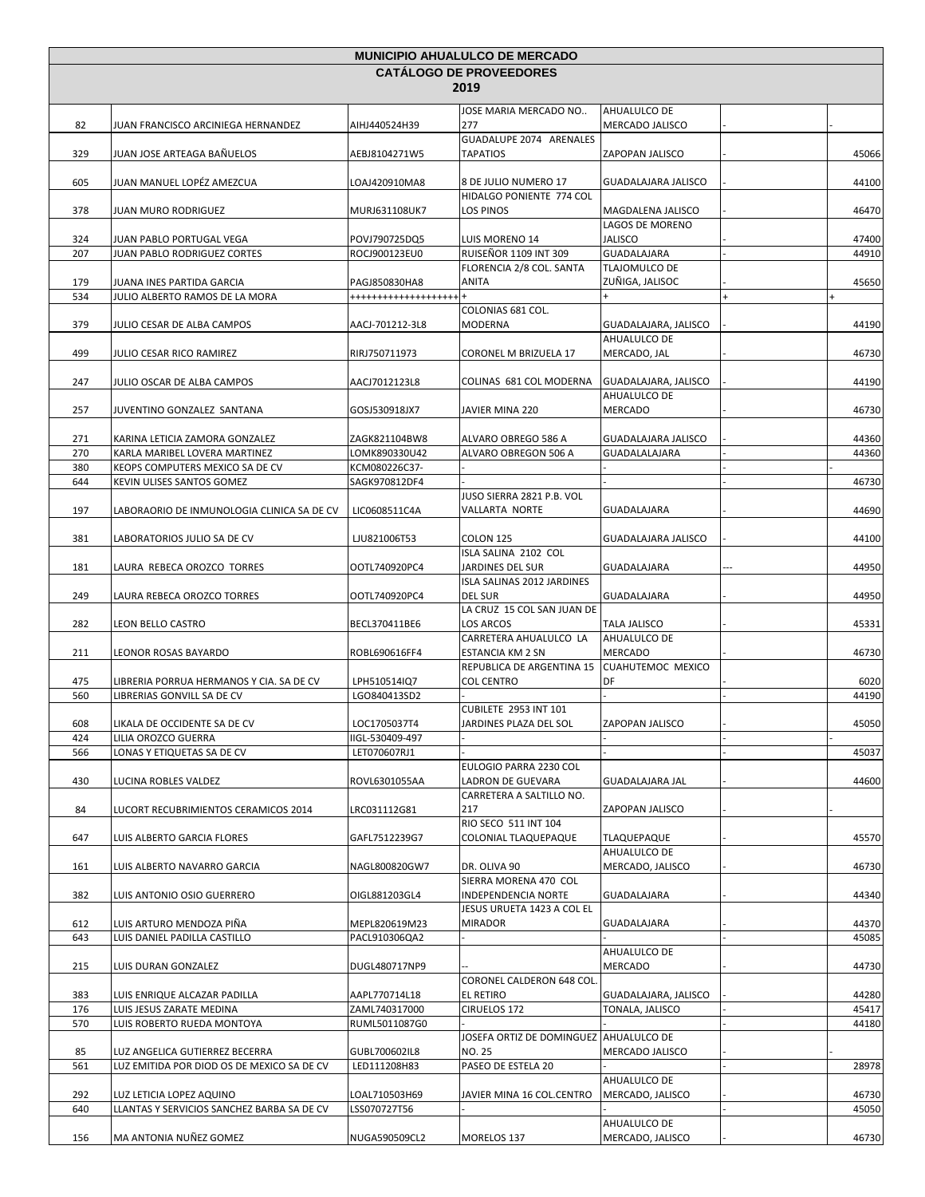# MUNICIPIO AHUALULCO DE MERCADO

## CATÁLOGO DE PROVEEDORES

### 2019

| | | | | | | |
|---|---|---|---|---|---|---|
| 82 | JUAN FRANCISCO ARCINIEGA HERNANDEZ | AIHJ440524H39 | JOSE MARIA MERCADO NO.. 277 | AHUALULCO DE MERCADO JALISCO | - | - |
| 329 | JUAN JOSE ARTEAGA BAÑUELOS | AEBJ8104271W5 | GUADALUPE 2074 ARENALES TAPATIOS | ZAPOPAN JALISCO | - | 45066 |
| 605 | JUAN MANUEL LOPÉZ AMEZCUA | LOAJ420910MA8 | 8 DE JULIO NUMERO 17 | GUADALAJARA JALISCO | - | 44100 |
| 378 | JUAN MURO RODRIGUEZ | MURJ631108UK7 | HIDALGO PONIENTE 774 COL LOS PINOS | MAGDALENA JALISCO | - | 46470 |
| 324 | JUAN PABLO PORTUGAL VEGA | POVJ790725DQ5 | LUIS MORENO 14 | LAGOS DE MORENO JALISCO | - | 47400 |
| 207 | JUAN PABLO RODRIGUEZ CORTES | ROCJ900123EU0 | RUISEÑOR 1109 INT 309 | GUADALAJARA | - | 44910 |
| 179 | JUANA INES PARTIDA GARCIA | PAGJ850830HA8 | FLORENCIA 2/8 COL. SANTA ANITA | TLAJOMULCO DE ZUÑIGA, JALISOC | - | 45650 |
| 534 | JULIO ALBERTO RAMOS DE LA MORA | +++++++++++++++++++ | + | + | + | + |
| 379 | JULIO CESAR DE ALBA CAMPOS | AACJ-701212-3L8 | COLONIAS 681 COL. MODERNA | GUADALAJARA, JALISCO | - | 44190 |
| 499 | JULIO CESAR RICO RAMIREZ | RIRJ750711973 | CORONEL M BRIZUELA 17 | AHUALULCO DE MERCADO, JAL | - | 46730 |
| 247 | JULIO OSCAR DE ALBA CAMPOS | AACJ7012123L8 | COLINAS 681 COL MODERNA | GUADALAJARA, JALISCO | - | 44190 |
| 257 | JUVENTINO GONZALEZ SANTANA | GOSJ530918JX7 | JAVIER MINA 220 | AHUALULCO DE MERCADO | - | 46730 |
| 271 | KARINA LETICIA ZAMORA GONZALEZ | ZAGK821104BW8 | ALVARO OBREGO 586 A | GUADALAJARA JALISCO | - | 44360 |
| 270 | KARLA MARIBEL LOVERA MARTINEZ | LOMK890330U42 | ALVARO OBREGON 506 A | GUADALALAJARA | - | 44360 |
| 380 | KEOPS COMPUTERS MEXICO SA DE CV | KCM080226C37- | - | - | - | - |
| 644 | KEVIN ULISES SANTOS GOMEZ | SAGK970812DF4 | - | - | - | 46730 |
| 197 | LABORAORIO DE INMUNOLOGIA CLINICA SA DE CV | LIC0608511C4A | JUSO SIERRA 2821 P.B. VOL VALLARTA NORTE | GUADALAJARA | - | 44690 |
| 381 | LABORATORIOS JULIO SA DE CV | LJU821006T53 | COLON 125 | GUADALAJARA JALISCO | - | 44100 |
| 181 | LAURA REBECA OROZCO TORRES | OOTL740920PC4 | ISLA SALINA 2102 COL JARDINES DEL SUR | GUADALAJARA | --- | 44950 |
| 249 | LAURA REBECA OROZCO TORRES | OOTL740920PC4 | ISLA SALINAS 2012 JARDINES DEL SUR | GUADALAJARA | - | 44950 |
| 282 | LEON BELLO CASTRO | BECL370411BE6 | LA CRUZ 15 COL SAN JUAN DE LOS ARCOS | TALA JALISCO | - | 45331 |
| 211 | LEONOR ROSAS BAYARDO | ROBL690616FF4 | CARRETERA AHUALULCO LA ESTANCIA KM 2 SN | AHUALULCO DE MERCADO | - | 46730 |
| 475 | LIBRERIA PORRUA HERMANOS Y CIA. SA DE CV | LPH510514IQ7 | REPUBLICA DE ARGENTINA 15 COL CENTRO | CUAHUTEMOC MEXICO DF | - | 6020 |
| 560 | LIBRERIAS GONVILL SA DE CV | LGO840413SD2 | - | - | - | 44190 |
| 608 | LIKALA DE OCCIDENTE SA DE CV | LOC1705037T4 | CUBILETE 2953 INT 101 JARDINES PLAZA DEL SOL | ZAPOPAN JALISCO | - | 45050 |
| 424 | LILIA OROZCO GUERRA | IIGL-530409-497 | - | - | - | - |
| 566 | LONAS Y ETIQUETAS SA DE CV | LET070607RJ1 | - | - | - | 45037 |
| 430 | LUCINA ROBLES VALDEZ | ROVL6301055AA | EULOGIO PARRA 2230 COL LADRON DE GUEVARA | GUADALAJARA JAL | - | 44600 |
| 84 | LUCORT RECUBRIMIENTOS CERAMICOS 2014 | LRC031112G81 | CARRETERA A SALTILLO NO. 217 | ZAPOPAN JALISCO | - | - |
| 647 | LUIS ALBERTO GARCIA FLORES | GAFL7512239G7 | RIO SECO 511 INT 104 COLONIAL TLAQUEPAQUE | TLAQUEPAQUE | - | 45570 |
| 161 | LUIS ALBERTO NAVARRO GARCIA | NAGL800820GW7 | DR. OLIVA 90 | AHUALULCO DE MERCADO, JALISCO | - | 46730 |
| 382 | LUIS ANTONIO OSIO GUERRERO | OIGL881203GL4 | SIERRA MORENA 470 COL INDEPENDENCIA NORTE | GUADALAJARA | - | 44340 |
| 612 | LUIS ARTURO MENDOZA PIÑA | MEPL820619M23 | JESUS URUETA 1423 A COL EL MIRADOR | GUADALAJARA | - | 44370 |
| 643 | LUIS DANIEL PADILLA CASTILLO | PACL910306QA2 | - | - | - | 45085 |
| 215 | LUIS DURAN GONZALEZ | DUGL480717NP9 | -- | AHUALULCO DE MERCADO | - | 44730 |
| 383 | LUIS ENRIQUE ALCAZAR PADILLA | AAPL770714L18 | CORONEL CALDERON 648 COL. EL RETIRO | GUADALAJARA, JALISCO | - | 44280 |
| 176 | LUIS JESUS ZARATE MEDINA | ZAML740317000 | CIRUELOS 172 | TONALA, JALISCO | - | 45417 |
| 570 | LUIS ROBERTO RUEDA MONTOYA | RUML5011087G0 | - | - | - | 44180 |
| 85 | LUZ ANGELICA GUTIERREZ BECERRA | GUBL700602IL8 | JOSEFA ORTIZ DE DOMINGUEZ NO. 25 | AHUALULCO DE MERCADO JALISCO | - | - |
| 561 | LUZ EMITIDA POR DIOD OS DE MEXICO SA DE CV | LED111208H83 | PASEO DE ESTELA 20 | - | - | 28978 |
| 292 | LUZ LETICIA LOPEZ AQUINO | LOAL710503H69 | JAVIER MINA 16 COL.CENTRO | AHUALULCO DE MERCADO, JALISCO | - | 46730 |
| 640 | LLANTAS Y SERVICIOS SANCHEZ BARBA SA DE CV | LSS070727T56 | - | - | - | 45050 |
| 156 | MA ANTONIA NUÑEZ GOMEZ | NUGA590509CL2 | MORELOS 137 | AHUALULCO DE MERCADO, JALISCO | - | 46730 |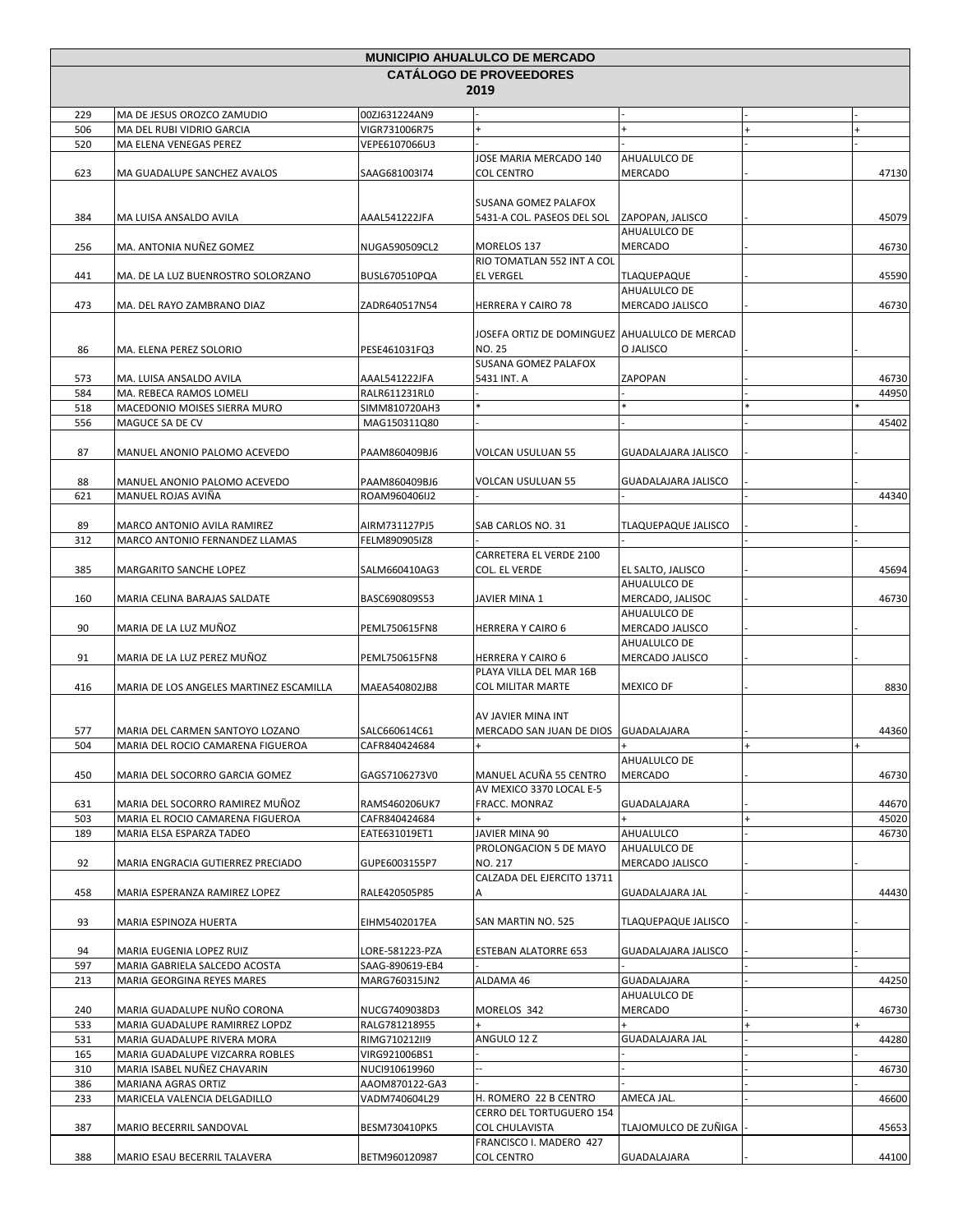## MUNICIPIO AHUALULCO DE MERCADO

### CATÁLOGO DE PROVEEDORES

### 2019

| | | | | | | |
|---|---|---|---|---|---|---|
| 229 | MA DE JESUS OROZCO ZAMUDIO | 00ZJ631224AN9 | - | - | - | - |
| 506 | MA DEL RUBI VIDRIO GARCIA | VIGR731006R75 | + | + | + | + |
| 520 | MA ELENA VENEGAS PEREZ | VEPE6107066U3 | - | - | - | - |
| 623 | MA GUADALUPE SANCHEZ AVALOS | SAAG681003I74 | JOSE MARIA MERCADO 140 COL CENTRO | AHUALULCO DE MERCADO | - | 47130 |
| 384 | MA LUISA ANSALDO AVILA | AAAL541222JFA | SUSANA GOMEZ PALAFOX 5431-A COL. PASEOS DEL SOL | ZAPOPAN, JALISCO | - | 45079 |
| 256 | MA. ANTONIA NUÑEZ GOMEZ | NUGA590509CL2 | MORELOS 137 | AHUALULCO DE MERCADO | - | 46730 |
| 441 | MA. DE LA LUZ BUENROSTRO SOLORZANO | BUSL670510PQA | RIO TOMATLAN 552 INT A COL EL VERGEL | TLAQUEPAQUE | - | 45590 |
| 473 | MA. DEL RAYO ZAMBRANO DIAZ | ZADR640517N54 | HERRERA Y CAIRO 78 | AHUALULCO DE MERCADO JALISCO | - | 46730 |
| 86 | MA. ELENA PEREZ SOLORIO | PESE461031FQ3 | JOSEFA ORTIZ DE DOMINGUEZ NO. 25 | AHUALULCO DE MERCAD O JALISCO | - | - |
| 573 | MA. LUISA ANSALDO AVILA | AAAL541222JFA | SUSANA GOMEZ PALAFOX 5431 INT. A | ZAPOPAN | - | 46730 |
| 584 | MA. REBECA RAMOS LOMELI | RALR611231RL0 | - | - | - | 44950 |
| 518 | MACEDONIO MOISES SIERRA MURO | SIMM810720AH3 | * | * | * | * |
| 556 | MAGUCE SA DE CV | MAG150311Q80 | - | - | - | 45402 |
| 87 | MANUEL ANONIO PALOMO ACEVEDO | PAAM860409BJ6 | VOLCAN USULUAN 55 | GUADALAJARA JALISCO | - | - |
| 88 | MANUEL ANONIO PALOMO ACEVEDO | PAAM860409BJ6 | VOLCAN USULUAN 55 | GUADALAJARA JALISCO | - | - |
| 621 | MANUEL ROJAS AVIÑA | ROAM960406IJ2 | - | - | - | 44340 |
| 89 | MARCO ANTONIO AVILA RAMIREZ | AIRM731127PJ5 | SAB CARLOS NO. 31 | TLAQUEPAQUE JALISCO | - | - |
| 312 | MARCO ANTONIO FERNANDEZ LLAMAS | FELM890905IZ8 | - | - | - | - |
| 385 | MARGARITO SANCHE LOPEZ | SALM660410AG3 | CARRETERA EL VERDE 2100 COL. EL VERDE | EL SALTO, JALISCO | - | 45694 |
| 160 | MARIA CELINA BARAJAS SALDATE | BASC690809S53 | JAVIER MINA 1 | AHUALULCO DE MERCADO, JALISOC | - | 46730 |
| 90 | MARIA DE LA LUZ MUÑOZ | PEML750615FN8 | HERRERA Y CAIRO 6 | AHUALULCO DE MERCADO JALISCO | - | - |
| 91 | MARIA DE LA LUZ PEREZ MUÑOZ | PEML750615FN8 | HERRERA Y CAIRO 6 | AHUALULCO DE MERCADO JALISCO | - | - |
| 416 | MARIA DE LOS ANGELES MARTINEZ ESCAMILLA | MAEA540802JB8 | PLAYA VILLA DEL MAR 16B COL MILITAR MARTE | MEXICO DF | - | 8830 |
| 577 | MARIA DEL CARMEN SANTOYO LOZANO | SALC660614C61 | AV JAVIER MINA INT MERCADO SAN JUAN DE DIOS | GUADALAJARA | - | 44360 |
| 504 | MARIA DEL ROCIO CAMARENA FIGUEROA | CAFR840424684 | + | + | + | + |
| 450 | MARIA DEL SOCORRO GARCIA GOMEZ | GAGS7106273V0 | MANUEL ACUÑA 55 CENTRO | AHUALULCO DE MERCADO | - | 46730 |
| 631 | MARIA DEL SOCORRO RAMIREZ MUÑOZ | RAMS460206UK7 | AV MEXICO 3370 LOCAL E-5 FRACC. MONRAZ | GUADALAJARA | - | 44670 |
| 503 | MARIA EL ROCIO CAMARENA FIGUEROA | CAFR840424684 | + | + | + | 45020 |
| 189 | MARIA ELSA ESPARZA TADEO | EATE631019ET1 | JAVIER MINA 90 | AHUALULCO | - | 46730 |
| 92 | MARIA ENGRACIA GUTIERREZ PRECIADO | GUPE6003155P7 | PROLONGACION 5 DE MAYO NO. 217 | AHUALULCO DE MERCADO JALISCO | - | - |
| 458 | MARIA ESPERANZA RAMIREZ LOPEZ | RALE420505P85 | CALZADA DEL EJERCITO 13711 A | GUADALAJARA JAL | - | 44430 |
| 93 | MARIA ESPINOZA HUERTA | EIHM5402017EA | SAN MARTIN NO. 525 | TLAQUEPAQUE JALISCO | - | - |
| 94 | MARIA EUGENIA LOPEZ RUIZ | LORE-581223-PZA | ESTEBAN ALATORRE 653 | GUADALAJARA JALISCO | - | - |
| 597 | MARIA GABRIELA SALCEDO ACOSTA | SAAG-890619-EB4 | - | - | - | - |
| 213 | MARIA GEORGINA REYES MARES | MARG760315JN2 | ALDAMA 46 | GUADALAJARA | - | 44250 |
| 240 | MARIA GUADALUPE NUÑO CORONA | NUCG7409038D3 | MORELOS 342 | AHUALULCO DE MERCADO | - | 46730 |
| 533 | MARIA GUADALUPE RAMIRREZ LOPDZ | RALG781218955 | + | + | + | + |
| 531 | MARIA GUADALUPE RIVERA MORA | RIMG710212II9 | ANGULO 12 Z | GUADALAJARA JAL | - | 44280 |
| 165 | MARIA GUADALUPE VIZCARRA ROBLES | VIRG921006BS1 | - | - | - | - |
| 310 | MARIA ISABEL NUÑEZ CHAVARIN | NUCI910619960 | -- | - | - | 46730 |
| 386 | MARIANA AGRAS ORTIZ | AAOM870122-GA3 | - | - | - | - |
| 233 | MARICELA VALENCIA DELGADILLO | VADM740604L29 | H. ROMERO 22 B CENTRO | AMECA JAL. | - | 46600 |
| 387 | MARIO BECERRIL SANDOVAL | BESM730410PK5 | CERRO DEL TORTUGUERO 154 COL CHULAVISTA | TLAJOMULCO DE ZUÑIGA | - | 45653 |
| 388 | MARIO ESAU BECERRIL TALAVERA | BETM960120987 | FRANCISCO I. MADERO 427 COL CENTRO | GUADALAJARA | - | 44100 |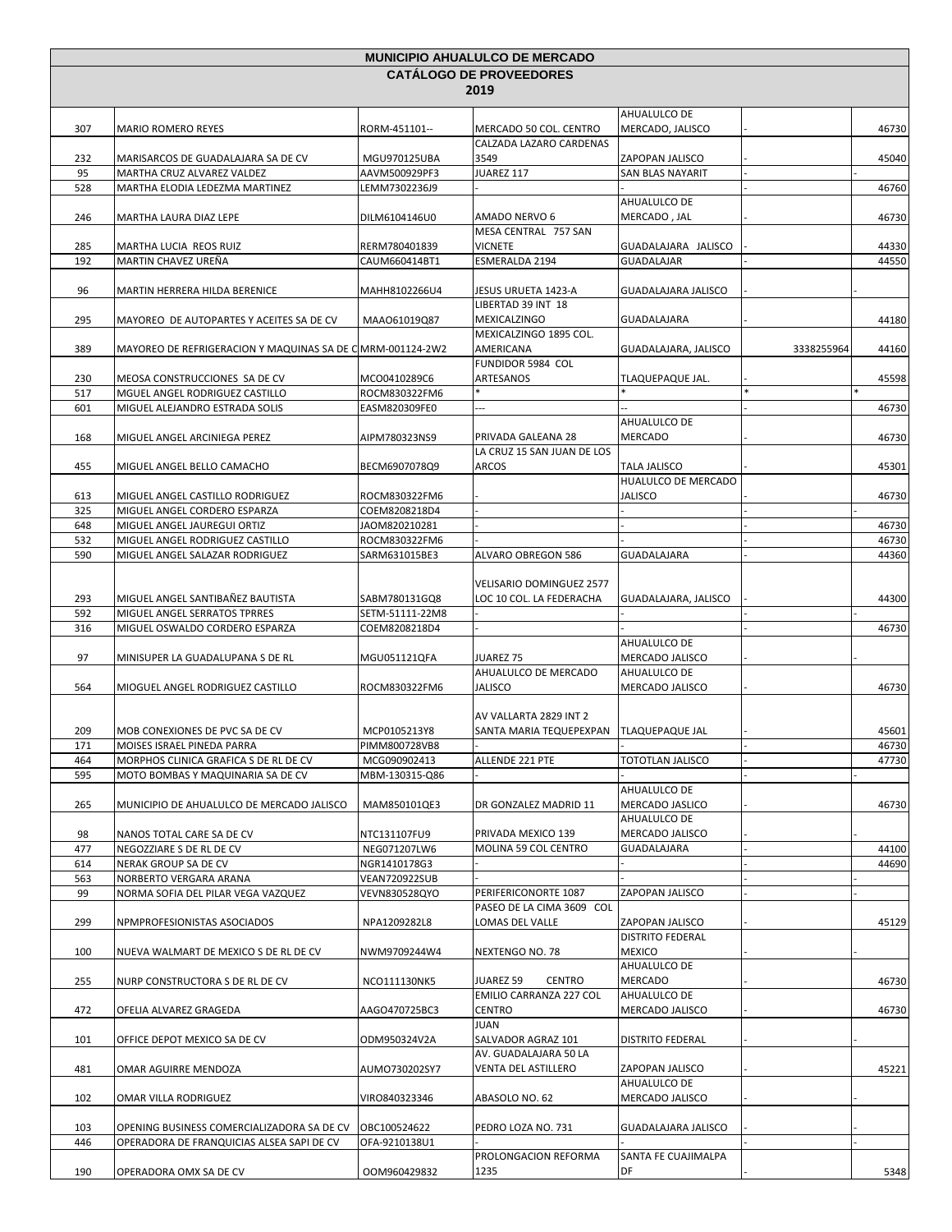# MUNICIPIO AHUALULCO DE MERCADO

## CATÁLOGO DE PROVEEDORES

## 2019

| | | | | | | |
|---|---|---|---|---|---|---|
| 307 | MARIO ROMERO REYES | RORM-451101-- | MERCADO 50 COL. CENTRO | AHUALULCO DE MERCADO, JALISCO | - | 46730 |
| 232 | MARISARCOS DE GUADALAJARA SA DE CV | MGU970125UBA | CALZADA LAZARO CARDENAS 3549 | ZAPOPAN JALISCO | - | 45040 |
| 95 | MARTHA CRUZ ALVAREZ VALDEZ | AAVM500929PF3 | JUAREZ 117 | SAN BLAS NAYARIT | - | - |
| 528 | MARTHA ELODIA LEDEZMA MARTINEZ | LEMM7302236J9 | - | - | - | 46760 |
| 246 | MARTHA LAURA DIAZ LEPE | DILM6104146U0 | AMADO NERVO 6 | AHUALULCO DE MERCADO , JAL | - | 46730 |
| 285 | MARTHA LUCIA REOS RUIZ | RERM780401839 | MESA CENTRAL 757 SAN VICNETE | GUADALAJARA JALISCO | - | 44330 |
| 192 | MARTIN CHAVEZ UREÑA | CAUM660414BT1 | ESMERALDA 2194 | GUADALAJAR | - | 44550 |
| 96 | MARTIN HERRERA HILDA BERENICE | MAHH8102266U4 | JESUS URUETA 1423-A | GUADALAJARA JALISCO | - | - |
| 295 | MAYOREO DE AUTOPARTES Y ACEITES SA DE CV | MAAO61019Q87 | LIBERTAD 39 INT 18 MEXICALZINGO | GUADALAJARA | - | 44180 |
| 389 | MAYOREO DE REFRIGERACION Y MAQUINAS SA DE C | MRM-001124-2W2 | MEXICALZINGO 1895 COL. AMERICANA | GUADALAJARA, JALISCO | 3338255964 | 44160 |
| 230 | MEOSA CONSTRUCCIONES SA DE CV | MCO0410289C6 | FUNDIDOR 5984 COL ARTESANOS | TLAQUEPAQUE JAL. | - | 45598 |
| 517 | MGUEL ANGEL RODRIGUEZ CASTILLO | ROCM830322FM6 | * | * | * | * |
| 601 | MIGUEL ALEJANDRO ESTRADA SOLIS | EASM820309FE0 | --- | -- | - | 46730 |
| 168 | MIGUEL ANGEL ARCINIEGA PEREZ | AIPM780323NS9 | PRIVADA GALEANA 28 | AHUALULCO DE MERCADO | - | 46730 |
| 455 | MIGUEL ANGEL BELLO CAMACHO | BECM6907078Q9 | LA CRUZ 15 SAN JUAN DE LOS ARCOS | TALA JALISCO | - | 45301 |
| 613 | MIGUEL ANGEL CASTILLO RODRIGUEZ | ROCM830322FM6 | - | HUALULCO DE MERCADO JALISCO | - | 46730 |
| 325 | MIGUEL ANGEL CORDERO ESPARZA | COEM8208218D4 | - | - | - | - |
| 648 | MIGUEL ANGEL JAUREGUI ORTIZ | JAOM820210281 | - | - | - | 46730 |
| 532 | MIGUEL ANGEL RODRIGUEZ CASTILLO | ROCM830322FM6 | - | - | - | 46730 |
| 590 | MIGUEL ANGEL SALAZAR RODRIGUEZ | SARM631015BE3 | ALVARO OBREGON 586 | GUADALAJARA | - | 44360 |
| 293 | MIGUEL ANGEL SANTIBAÑEZ BAUTISTA | SABM780131GQ8 | VELISARIO DOMINGUEZ 2577 LOC 10 COL. LA FEDERACHA | GUADALAJARA, JALISCO | - | 44300 |
| 592 | MIGUEL ANGEL SERRATOS TPRRES | SETM-51111-22M8 | - | - | - | - |
| 316 | MIGUEL OSWALDO CORDERO ESPARZA | COEM8208218D4 | - | - | - | 46730 |
| 97 | MINISUPER LA GUADALUPANA S DE RL | MGU051121QFA | JUAREZ 75 | AHUALULCO DE MERCADO JALISCO | - | - |
| 564 | MIOGUEL ANGEL RODRIGUEZ CASTILLO | ROCM830322FM6 | AHUALULCO DE MERCADO JALISCO | AHUALULCO DE MERCADO JALISCO | - | 46730 |
| 209 | MOB CONEXIONES DE PVC SA DE CV | MCP0105213Y8 | AV VALLARTA 2829 INT 2 SANTA MARIA TEQUEPEXPAN | TLAQUEPAQUE JAL | - | 45601 |
| 171 | MOISES ISRAEL PINEDA PARRA | PIMM800728VB8 | - | - | - | 46730 |
| 464 | MORPHOS CLINICA GRAFICA S DE RL DE CV | MCG090902413 | ALLENDE 221 PTE | TOTOTLAN JALISCO | - | 47730 |
| 595 | MOTO BOMBAS Y MAQUINARIA SA DE CV | MBM-130315-Q86 | - | - | - | - |
| 265 | MUNICIPIO DE AHUALULCO DE MERCADO JALISCO | MAM850101QE3 | DR GONZALEZ MADRID 11 | AHUALULCO DE MERCADO JASLICO | - | 46730 |
| 98 | NANOS TOTAL CARE SA DE CV | NTC131107FU9 | PRIVADA MEXICO 139 | AHUALULCO DE MERCADO JALISCO | - | - |
| 477 | NEGOZZIARE S DE RL DE CV | NEG071207LW6 | MOLINA 59 COL CENTRO | GUADALAJARA | - | 44100 |
| 614 | NERAK GROUP SA DE CV | NGR1410178G3 | - | - | - | 44690 |
| 563 | NORBERTO VERGARA ARANA | VEAN720922SUB | - | - | - | - |
| 99 | NORMA SOFIA DEL PILAR VEGA VAZQUEZ | VEVN830528QYO | PERIFERICONORTE 1087 | ZAPOPAN JALISCO | - | - |
| 299 | NPMPROFESIONISTAS ASOCIADOS | NPA1209282L8 | PASEO DE LA CIMA 3609 COL LOMAS DEL VALLE | ZAPOPAN JALISCO | - | 45129 |
| 100 | NUEVA WALMART DE MEXICO S DE RL DE CV | NWM9709244W4 | NEXTENGO NO. 78 | DISTRITO FEDERAL MEXICO | - | - |
| 255 | NURP CONSTRUCTORA S DE RL DE CV | NCO111130NK5 | JUAREZ 59 CENTRO | AHUALULCO DE MERCADO | - | 46730 |
| 472 | OFELIA ALVAREZ GRAGEDA | AAGO470725BC3 | EMILIO CARRANZA 227 COL CENTRO | AHUALULCO DE MERCADO JALISCO | - | 46730 |
| 101 | OFFICE DEPOT MEXICO SA DE CV | ODM950324V2A | JUAN SALVADOR AGRAZ 101 | DISTRITO FEDERAL | - | - |
| 481 | OMAR AGUIRRE MENDOZA | AUMO730202SY7 | AV. GUADALAJARA 50 LA VENTA DEL ASTILLERO | ZAPOPAN JALISCO | - | 45221 |
| 102 | OMAR VILLA RODRIGUEZ | VIRO840323346 | ABASOLO NO. 62 | AHUALULCO DE MERCADO JALISCO | - | - |
| 103 | OPENING BUSINESS COMERCIALIZADORA SA DE CV | OBC100524622 | PEDRO LOZA NO. 731 | GUADALAJARA JALISCO | - | - |
| 446 | OPERADORA DE FRANQUICIAS ALSEA SAPI DE CV | OFA-9210138U1 | - | - | - | - |
| 190 | OPERADORA OMX SA DE CV | OOM960429832 | PROLONGACION REFORMA 1235 | SANTA FE CUAJIMALPA DF | - | 5348 |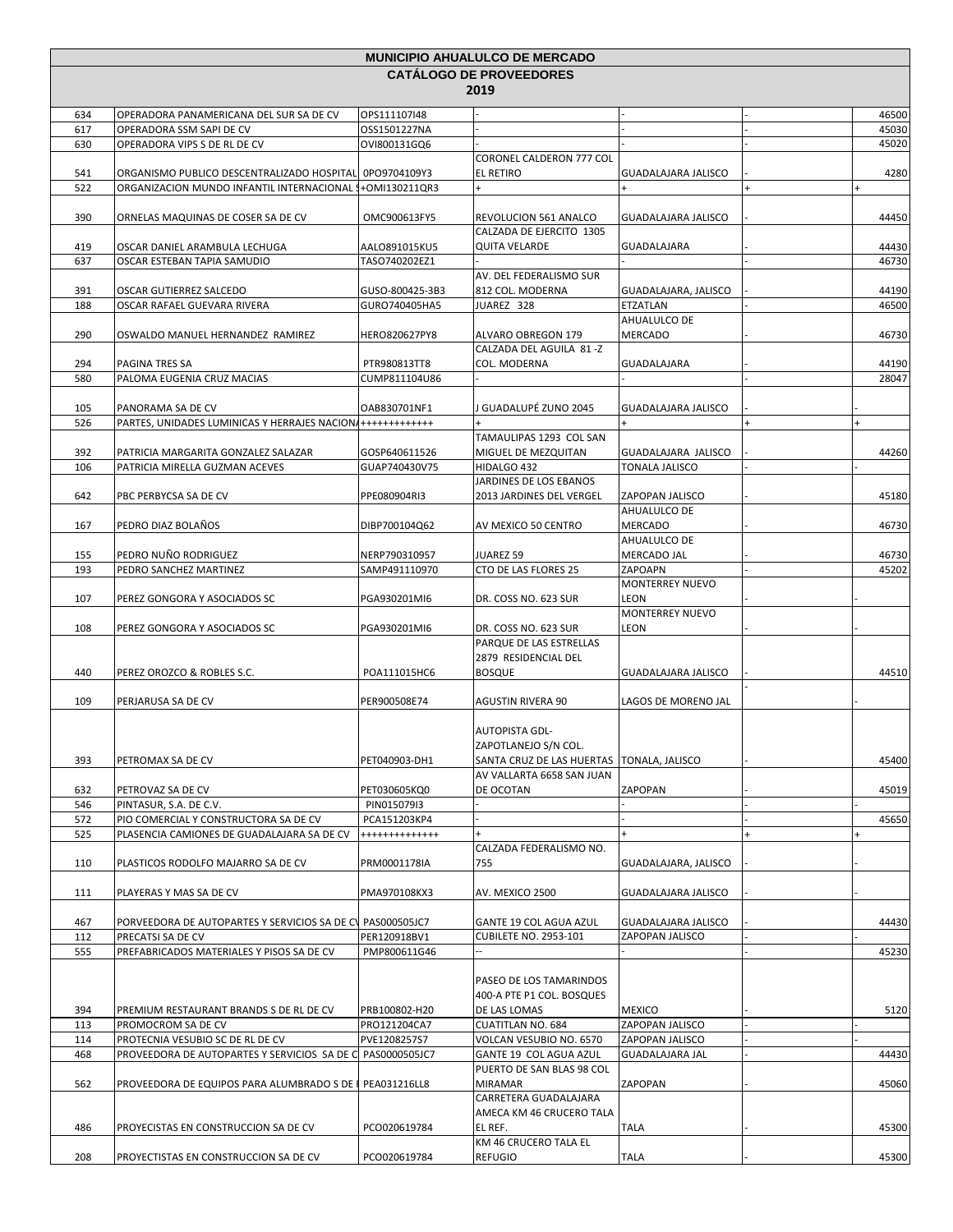# MUNICIPIO AHUALULCO DE MERCADO

## CATÁLOGO DE PROVEEDORES

## 2019

| | | | | | | |
|---|---|---|---|---|---|---|
| 634 | OPERADORA PANAMERICANA DEL SUR SA DE CV | OPS111107I48 | - | - | - | 46500 |
| 617 | OPERADORA SSM SAPI DE CV | OSS1501227NA | - | - | - | 45030 |
| 630 | OPERADORA VIPS S DE RL DE CV | OVI800131GQ6 | - | - | - | 45020 |
| 541 | ORGANISMO PUBLICO DESCENTRALIZADO HOSPITAL | 0PO9704109Y3 | CORONEL CALDERON 777 COL EL RETIRO | GUADALAJARA JALISCO | - | 4280 |
| 522 | ORGANIZACION MUNDO INFANTIL INTERNACIONAL S | +OMI130211QR3 | + | + | + | + |
| 390 | ORNELAS MAQUINAS DE COSER SA DE CV | OMC900613FY5 | REVOLUCION 561 ANALCO | GUADALAJARA JALISCO | - | 44450 |
| 419 | OSCAR DANIEL ARAMBULA LECHUGA | AALO891015KU5 | CALZADA DE EJERCITO 1305 QUITA VELARDE | GUADALAJARA | - | 44430 |
| 637 | OSCAR ESTEBAN TAPIA SAMUDIO | TASO740202EZ1 | - | - | - | 46730 |
| 391 | OSCAR GUTIERREZ SALCEDO | GUSO-800425-3B3 | AV. DEL FEDERALISMO SUR 812 COL. MODERNA | GUADALAJARA, JALISCO | - | 44190 |
| 188 | OSCAR RAFAEL GUEVARA RIVERA | GURO740405HA5 | JUAREZ 328 | ETZATLAN | - | 46500 |
| 290 | OSWALDO MANUEL HERNANDEZ RAMIREZ | HERO820627PY8 | ALVARO OBREGON 179 | AHUALULCO DE MERCADO | - | 46730 |
| 294 | PAGINA TRES SA | PTR980813TT8 | CALZADA DEL AGUILA 81 -Z COL. MODERNA | GUADALAJARA | - | 44190 |
| 580 | PALOMA EUGENIA CRUZ MACIAS | CUMP811104U86 | - | - | - | 28047 |
| 105 | PANORAMA SA DE CV | OAB830701NF1 | J GUADALUPÉ ZUNO 2045 | GUADALAJARA JALISCO | - | - |
| 526 | PARTES, UNIDADES LUMINICAS Y HERRAJES NACION/ | +++++++++++++ | + | + | + | + |
| 392 | PATRICIA MARGARITA GONZALEZ SALAZAR | GOSP640611526 | TAMAULIPAS 1293 COL SAN MIGUEL DE MEZQUITAN | GUADALAJARA JALISCO | - | 44260 |
| 106 | PATRICIA MIRELLA GUZMAN ACEVES | GUAP740430V75 | HIDALGO 432 | TONALA JALISCO | - | - |
| 642 | PBC PERBYCSA SA DE CV | PPE080904RI3 | JARDINES DE LOS EBANOS 2013 JARDINES DEL VERGEL | ZAPOPAN JALISCO | - | 45180 |
| 167 | PEDRO DIAZ BOLAÑOS | DIBP700104Q62 | AV MEXICO 50 CENTRO | AHUALULCO DE MERCADO | - | 46730 |
| 155 | PEDRO NUÑO RODRIGUEZ | NERP790310957 | JUAREZ 59 | AHUALULCO DE MERCADO JAL | - | 46730 |
| 193 | PEDRO SANCHEZ MARTINEZ | SAMP491110970 | CTO DE LAS FLORES 25 | ZAPOAPN | - | 45202 |
| 107 | PEREZ GONGORA Y ASOCIADOS SC | PGA930201MI6 | DR. COSS NO. 623 SUR | MONTERREY NUEVO LEON | - | - |
| 108 | PEREZ GONGORA Y ASOCIADOS SC | PGA930201MI6 | DR. COSS NO. 623 SUR | MONTERREY NUEVO LEON | - | - |
| 440 | PEREZ OROZCO & ROBLES S.C. | POA111015HC6 | PARQUE DE LAS ESTRELLAS 2879 RESIDENCIAL DEL BOSQUE | GUADALAJARA JALISCO | - | 44510 |
| 109 | PERJARUSA SA DE CV | PER900508E74 | AGUSTIN RIVERA 90 | LAGOS DE MORENO JAL | - | - |
| 393 | PETROMAX SA DE CV | PET040903-DH1 | AUTOPISTA GDL-ZAPOTLANEJO S/N COL. SANTA CRUZ DE LAS HUERTAS | TONALA, JALISCO | - | 45400 |
| 632 | PETROVAZ SA DE CV | PET030605KQ0 | AV VALLARTA 6658 SAN JUAN DE OCOTAN | ZAPOPAN | - | 45019 |
| 546 | PINTASUR, S.A. DE C.V. | PIN015079I3 | - | - | - | - |
| 572 | PIO COMERCIAL Y CONSTRUCTORA SA DE CV | PCA151203KP4 | - | - | - | 45650 |
| 525 | PLASENCIA CAMIONES DE GUADALAJARA SA DE CV | ++++++++++++++ | + | + | + | + |
| 110 | PLASTICOS RODOLFO MAJARRO SA DE CV | PRM0001178IA | CALZADA FEDERALISMO NO. 755 | GUADALAJARA, JALISCO | - | - |
| 111 | PLAYERAS Y MAS SA DE CV | PMA970108KX3 | AV. MEXICO 2500 | GUADALAJARA JALISCO | - | - |
| 467 | PORVEEDORA DE AUTOPARTES Y SERVICIOS SA DE C\ | PAS000505JC7 | GANTE 19 COL AGUA AZUL | GUADALAJARA JALISCO | - | 44430 |
| 112 | PRECATSI SA DE CV | PER120918BV1 | CUBILETE NO. 2953-101 | ZAPOPAN JALISCO | - | - |
| 555 | PREFABRICADOS MATERIALES Y PISOS SA DE CV | PMP800611G46 | -- | - | - | 45230 |
| 394 | PREMIUM RESTAURANT BRANDS S DE RL DE CV | PRB100802-H20 | PASEO DE LOS TAMARINDOS 400-A PTE P1 COL. BOSQUES DE LAS LOMAS | MEXICO | - | 5120 |
| 113 | PROMOCROM SA DE CV | PRO121204CA7 | CUATITLAN NO. 684 | ZAPOPAN JALISCO | - | - |
| 114 | PROTECNIA VESUBIO SC DE RL DE CV | PVE1208257S7 | VOLCAN VESUBIO NO. 6570 | ZAPOPAN JALISCO | - | - |
| 468 | PROVEEDORA DE AUTOPARTES Y SERVICIOS SA DE C | PAS0000505JC7 | GANTE 19 COL AGUA AZUL | GUADALAJARA JAL | - | 44430 |
| 562 | PROVEEDORA DE EQUIPOS PARA ALUMBRADO S DE I | PEA031216LL8 | PUERTO DE SAN BLAS 98 COL MIRAMAR | ZAPOPAN | - | 45060 |
| 486 | PROYECISTAS EN CONSTRUCCION SA DE CV | PCO020619784 | CARRETERA GUADALAJARA AMECA KM 46 CRUCERO TALA EL REF. | TALA | - | 45300 |
| 208 | PROYECTISTAS EN CONSTRUCCION SA DE CV | PCO020619784 | KM 46 CRUCERO TALA EL REFUGIO | TALA | - | 45300 |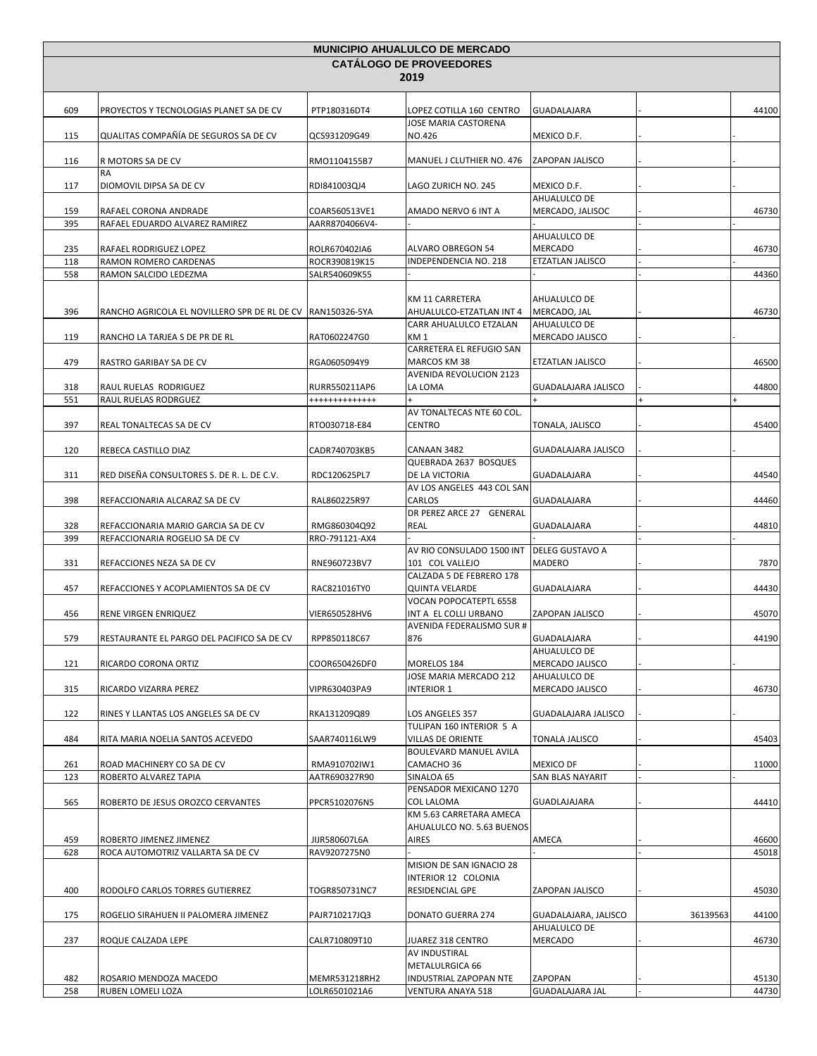# MUNICIPIO AHUALULCO DE MERCADO

## CATÁLOGO DE PROVEEDORES

## 2019

| | | | | | | |
|---|---|---|---|---|---|---|
| 609 | PROYECTOS Y TECNOLOGIAS PLANET SA DE CV | PTP180316DT4 | LOPEZ COTILLA 160 CENTRO | GUADALAJARA | - | 44100 |
| 115 | QUALITAS COMPAÑÍA DE SEGUROS SA DE CV | QCS931209G49 | JOSE MARIA CASTORENA NO.426 | MEXICO D.F. | - | - |
| 116 | R MOTORS SA DE CV | RMO1104155B7 | MANUEL J CLUTHIER NO. 476 | ZAPOPAN JALISCO | - | - |
| 117 | RA DIOMOVIL DIPSA SA DE CV | RDI841003QJ4 | LAGO ZURICH NO. 245 | MEXICO D.F. | - | - |
| 159 | RAFAEL CORONA ANDRADE | COAR560513VE1 | AMADO NERVO 6 INT A | AHUALULCO DE MERCADO, JALISOC | - | 46730 |
| 395 | RAFAEL EDUARDO ALVAREZ RAMIREZ | AARR8704066V4- | - | - | - | - |
| 235 | RAFAEL RODRIGUEZ LOPEZ | ROLR670402IA6 | ALVARO OBREGON 54 | AHUALULCO DE MERCADO | - | 46730 |
| 118 | RAMON ROMERO CARDENAS | ROCR390819K15 | INDEPENDENCIA NO. 218 | ETZATLAN JALISCO | - | - |
| 558 | RAMON SALCIDO LEDEZMA | SALR540609K55 | - | - | - | 44360 |
| 396 | RANCHO AGRICOLA EL NOVILLERO SPR DE RL DE CV | RAN150326-5YA | KM 11 CARRETERA AHUALULCO-ETZATLAN INT 4 | AHUALULCO DE MERCADO, JAL | - | 46730 |
| 119 | RANCHO LA TARJEA S DE PR DE RL | RAT0602247G0 | CARR AHUALULCO ETZALAN KM 1 | AHUALULCO DE MERCADO JALISCO | - | - |
| 479 | RASTRO GARIBAY SA DE CV | RGA0605094Y9 | CARRETERA EL REFUGIO SAN MARCOS KM 38 | ETZATLAN JALISCO | - | 46500 |
| 318 | RAUL RUELAS RODRIGUEZ | RURR550211AP6 | AVENIDA REVOLUCION 2123 LA LOMA | GUADALAJARA JALISCO | - | 44800 |
| 551 | RAUL RUELAS RODRGUEZ | +++++++++++++ | + | + | + | + |
| 397 | REAL TONALTECAS SA DE CV | RTO030718-E84 | AV TONALTECAS NTE 60 COL. CENTRO | TONALA, JALISCO | - | 45400 |
| 120 | REBECA CASTILLO DIAZ | CADR740703KB5 | CANAAN 3482 | GUADALAJARA JALISCO | - | - |
| 311 | RED DISEÑA CONSULTORES S. DE R. L. DE C.V. | RDC120625PL7 | QUEBRADA 2637 BOSQUES DE LA VICTORIA | GUADALAJARA | - | 44540 |
| 398 | REFACCIONARIA ALCARAZ SA DE CV | RAL860225R97 | AV LOS ANGELES 443 COL SAN CARLOS | GUADALAJARA | - | 44460 |
| 328 | REFACCIONARIA MARIO GARCIA SA DE CV | RMG860304Q92 | DR PEREZ ARCE 27 GENERAL REAL | GUADALAJARA | - | 44810 |
| 399 | REFACCIONARIA ROGELIO SA DE CV | RRO-791121-AX4 | - | - | - | - |
| 331 | REFACCIONES NEZA SA DE CV | RNE960723BV7 | AV RIO CONSULADO 1500 INT 101 COL VALLEJO | DELEG GUSTAVO A MADERO | - | 7870 |
| 457 | REFACCIONES Y ACOPLAMIENTOS SA DE CV | RAC821016TY0 | CALZADA 5 DE FEBRERO 178 QUINTA VELARDE | GUADALAJARA | - | 44430 |
| 456 | RENE VIRGEN ENRIQUEZ | VIER650528HV6 | VOCAN POPOCATEPTL 6558 INT A EL COLLI URBANO | ZAPOPAN JALISCO | - | 45070 |
| 579 | RESTAURANTE EL PARGO DEL PACIFICO SA DE CV | RPP850118C67 | AVENIDA FEDERALISMO SUR # 876 | GUADALAJARA | - | 44190 |
| 121 | RICARDO CORONA ORTIZ | COOR650426DF0 | MORELOS 184 | AHUALULCO DE MERCADO JALISCO | - | - |
| 315 | RICARDO VIZARRA PEREZ | VIPR630403PA9 | JOSE MARIA MERCADO 212 INTERIOR 1 | AHUALULCO DE MERCADO JALISCO | - | 46730 |
| 122 | RINES Y LLANTAS LOS ANGELES SA DE CV | RKA131209Q89 | LOS ANGELES 357 | GUADALAJARA JALISCO | - | - |
| 484 | RITA MARIA NOELIA SANTOS ACEVEDO | SAAR740116LW9 | TULIPAN 160 INTERIOR 5 A VILLAS DE ORIENTE | TONALA JALISCO | - | 45403 |
| 261 | ROAD MACHINERY CO SA DE CV | RMA910702IW1 | BOULEVARD MANUEL AVILA CAMACHO 36 | MEXICO DF | - | 11000 |
| 123 | ROBERTO ALVAREZ TAPIA | AATR690327R90 | SINALOA 65 | SAN BLAS NAYARIT | - | - |
| 565 | ROBERTO DE JESUS OROZCO CERVANTES | PPCR5102076N5 | PENSADOR MEXICANO 1270 COL LALOMA | GUADLAJAJARA | - | 44410 |
| 459 | ROBERTO JIMENEZ JIMENEZ | JIJR580607L6A | KM 5.63 CARRETARA AMECA AHUALULCO NO. 5.63 BUENOS AIRES | AMECA | - | 46600 |
| 628 | ROCA AUTOMOTRIZ VALLARTA SA DE CV | RAV9207275N0 | - | - | - | 45018 |
| 400 | RODOLFO CARLOS TORRES GUTIERREZ | TOGR850731NC7 | MISION DE SAN IGNACIO 28 INTERIOR 12 COLONIA RESIDENCIAL GPE | ZAPOPAN JALISCO | - | 45030 |
| 175 | ROGELIO SIRAHUEN II PALOMERA JIMENEZ | PAJR710217JQ3 | DONATO GUERRA 274 | GUADALAJARA, JALISCO | 36139563 | 44100 |
| 237 | ROQUE CALZADA LEPE | CALR710809T10 | JUAREZ 318 CENTRO | AHUALULCO DE MERCADO | - | 46730 |
| 482 | ROSARIO MENDOZA MACEDO | MEMR531218RH2 | AV INDUSTIRAL METALULRGICA 66 INDUSTRIAL ZAPOPAN NTE | ZAPOPAN | - | 45130 |
| 258 | RUBEN LOMELI LOZA | LOLR6501021A6 | VENTURA ANAYA 518 | GUADALAJARA JAL | - | 44730 |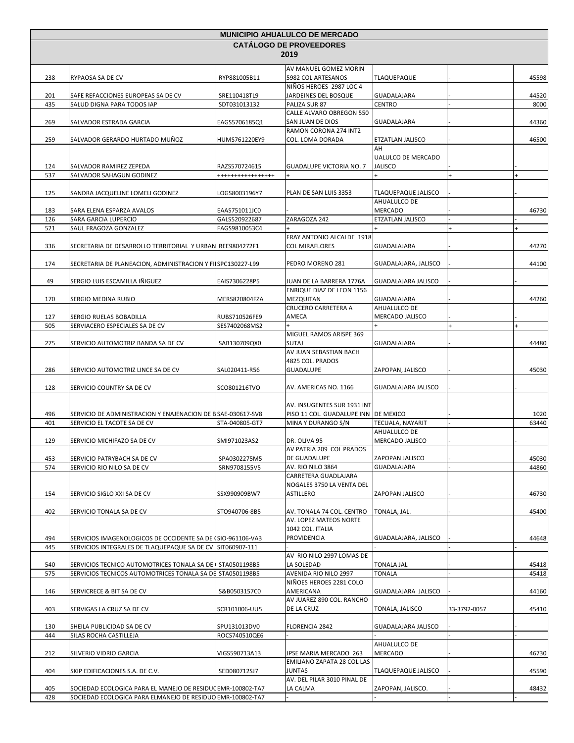**MUNICIPIO AHUALULCO DE MERCADO**

**CATÁLOGO DE PROVEEDORES**

**2019**

| | | | | | | |
|---|---|---|---|---|---|---|
| 238 | RYPAOSA SA DE CV | RYP881005B11 | AV MANUEL GOMEZ MORIN 5982 COL ARTESANOS | TLAQUEPAQUE | - | 45598 |
| 201 | SAFE REFACCIONES EUROPEAS SA DE CV | SRE110418TL9 | NIÑOS HEROES 2987 LOC 4 JARDEINES DEL BOSQUE | GUADALAJARA | - | 44520 |
| 435 | SALUD DIGNA PARA TODOS IAP | SDT031013132 | PALIZA SUR 87 | CENTRO | - | 8000 |
| 269 | SALVADOR ESTRADA GARCIA | EAGS5706185Q1 | CALLE ALVARO OBREGON 550 SAN JUAN DE DIOS | GUADALAJARA | - | 44360 |
| 259 | SALVADOR GERARDO HURTADO MUÑOZ | HUMS761220EY9 | RAMON CORONA 274 INT2 COL. LOMA DORADA | ETZATLAN JALISCO | - | 46500 |
| 124 | SALVADOR RAMIREZ ZEPEDA | RAZS570724615 | GUADALUPE VICTORIA NO. 7 | AH UALULCO DE MERCADO JALISCO | - | - |
| 537 | SALVADOR SAHAGUN GODINEZ | ++++++++++++++++ | + | + | + | + |
| 125 | SANDRA JACQUELINE LOMELI GODINEZ | LOGS8003196Y7 | PLAN DE SAN LUIS 3353 | TLAQUEPAQUE JALISCO | - | - |
| 183 | SARA ELENA ESPARZA AVALOS | EAAS751011JC0 | - | AHUALULCO DE MERCADO | - | 46730 |
| 126 | SARA GARCIA LUPERCIO | GALS520922687 | ZARAGOZA 242 | ETZATLAN JALISCO | - | - |
| 521 | SAUL FRAGOZA GONZALEZ | FAGS9810053C4 | + | + | + | + |
| 336 | SECRETARIA DE DESARROLLO TERRITORIAL Y URBAN | REE9804272F1 | FRAY ANTONIO ALCALDE 1918 COL MIRAFLORES | GUADALAJARA | - | 44270 |
| 174 | SECRETARIA DE PLANEACION, ADMINISTRACION Y FI | SPC130227-L99 | PEDRO MORENO 281 | GUADALAJARA, JALISCO | - | 44100 |
| 49 | SERGIO LUIS ESCAMILLA IÑIGUEZ | EAIS7306228P5 | JUAN DE LA BARRERA 1776A | GUADALAJARA JALISCO | - | - |
| 170 | SERGIO MEDINA RUBIO | MERS820804FZA | ENRIQUE DIAZ DE LEON 1156 MEZQUITAN | GUADALAJARA | - | 44260 |
| 127 | SERGIO RUELAS BOBADILLA | RUBS710526FE9 | CRUCERO CARRETERA A AMECA | AHUALULCO DE MERCADO JALISCO | - | - |
| 505 | SERVIACERO ESPECIALES SA DE CV | SES7402068MS2 | + | + | + | + |
| 275 | SERVICIO AUTOMOTRIZ BANDA SA DE CV | SAB130709QX0 | MIGUEL RAMOS ARISPE 369 SUTAJ | GUADALAJARA | - | 44480 |
| 286 | SERVICIO AUTOMOTRIZ LINCE SA DE CV | SAL020411-R56 | AV JUAN SEBASTIAN BACH 4825 COL. PRADOS GUADALUPE | ZAPOPAN, JALISCO | - | 45030 |
| 128 | SERVICIO COUNTRY SA DE CV | SCO801216TVO | AV. AMERICAS NO. 1166 | GUADALAJARA JALISCO | - | - |
| 496 | SERVICIO DE ADMINISTRACION Y ENAJENACION DE B | SAE-030617-SV8 | AV. INSUGENTES SUR 1931 INT PISO 11 COL. GUADALUPE INN | DE MEXICO | - | 1020 |
| 401 | SERVICIO EL TACOTE SA DE CV | STA-040805-GT7 | MINA Y DURANGO S/N | TECUALA, NAYARIT | - | 63440 |
| 129 | SERVICIO MICHIFAZO SA DE CV | SMI971023AS2 | DR. OLIVA 95 | AHUALULCO DE MERCADO JALISCO | - | - |
| 453 | SERVICIO PATRYBACH SA DE CV | SPA0302275M5 | AV PATRIA 209 COL PRADOS DE GUADALUPE | ZAPOPAN JALISCO | - | 45030 |
| 574 | SERVICIO RIO NILO SA DE CV | SRN9708155V5 | AV. RIO NILO 3864 | GUADALAJARA | - | 44860 |
| 154 | SERVICIO SIGLO XXI SA DE CV | SSX990909BW7 | CARRETERA GUADLAJARA NOGALES 3750 LA VENTA DEL ASTILLERO | ZAPOPAN JALISCO | - | 46730 |
| 402 | SERVICIO TONALA SA DE CV | STO940706-8B5 | AV. TONALA 74 COL. CENTRO | TONALA, JAL. | - | 45400 |
| 494 | SERVICIOS IMAGENOLOGICOS DE OCCIDENTE SA DE ( | SIO-961106-VA3 | AV. LOPEZ MATEOS NORTE 1042 COL. ITALIA PROVIDENCIA | GUADALAJARA, JALISCO | - | 44648 |
| 445 | SERVICIOS INTEGRALES DE TLAQUEPAQUE SA DE CV | SIT060907-111 | - | - | - | - |
| 540 | SERVICIOS TECNICO AUTOMOTRICES TONALA SA DE ( | STA0501198B5 | AV RIO NILO 2997 LOMAS DE LA SOLEDAD | TONALA JAL | - | 45418 |
| 575 | SERVICIOS TECNICOS AUTOMOTRICES TONALA SA DE | STA0501198B5 | AVENIDA RIO NILO 2997 | TONALA | - | 45418 |
| 146 | SERVICRECE & BIT SA DE CV | S&B0503157C0 | NIÑOES HEROES 2281 COLO AMERICANA | GUADALAJARA JALISCO | - | 44160 |
| 403 | SERVIGAS LA CRUZ SA DE CV | SCR101006-UU5 | AV JUAREZ 890 COL. RANCHO DE LA CRUZ | TONALA, JALISCO | 33-3792-0057 | 45410 |
| 130 | SHEILA PUBLICIDAD SA DE CV | SPU131013DV0 | FLORENCIA 2842 | GUADALAJARA JALISCO | - | - |
| 444 | SILAS ROCHA CASTILLEJA | ROCS740510QE6 | - | - | - | - |
| 212 | SILVERIO VIDRIO GARCIA | VIGS590713A13 | JPSE MARIA MERCADO 263 | AHUALULCO DE MERCADO | - | 46730 |
| 404 | SKIP EDIFICACIONES S.A. DE C.V. | SED080712SJ7 | EMILIANO ZAPATA 28 COL LAS JUNTAS | TLAQUEPAQUE JALISCO | - | 45590 |
| 405 | SOCIEDAD ECOLOGICA PARA EL MANEJO DE RESIDU( | EMR-100802-TA7 | AV. DEL PILAR 3010 PINAL DE LA CALMA | ZAPOPAN, JALISCO. | - | 48432 |
| 428 | SOCIEDAD ECOLOGICA PARA ELMANEJO DE RESIDUO | EMR-100802-TA7 | - | - | - | - |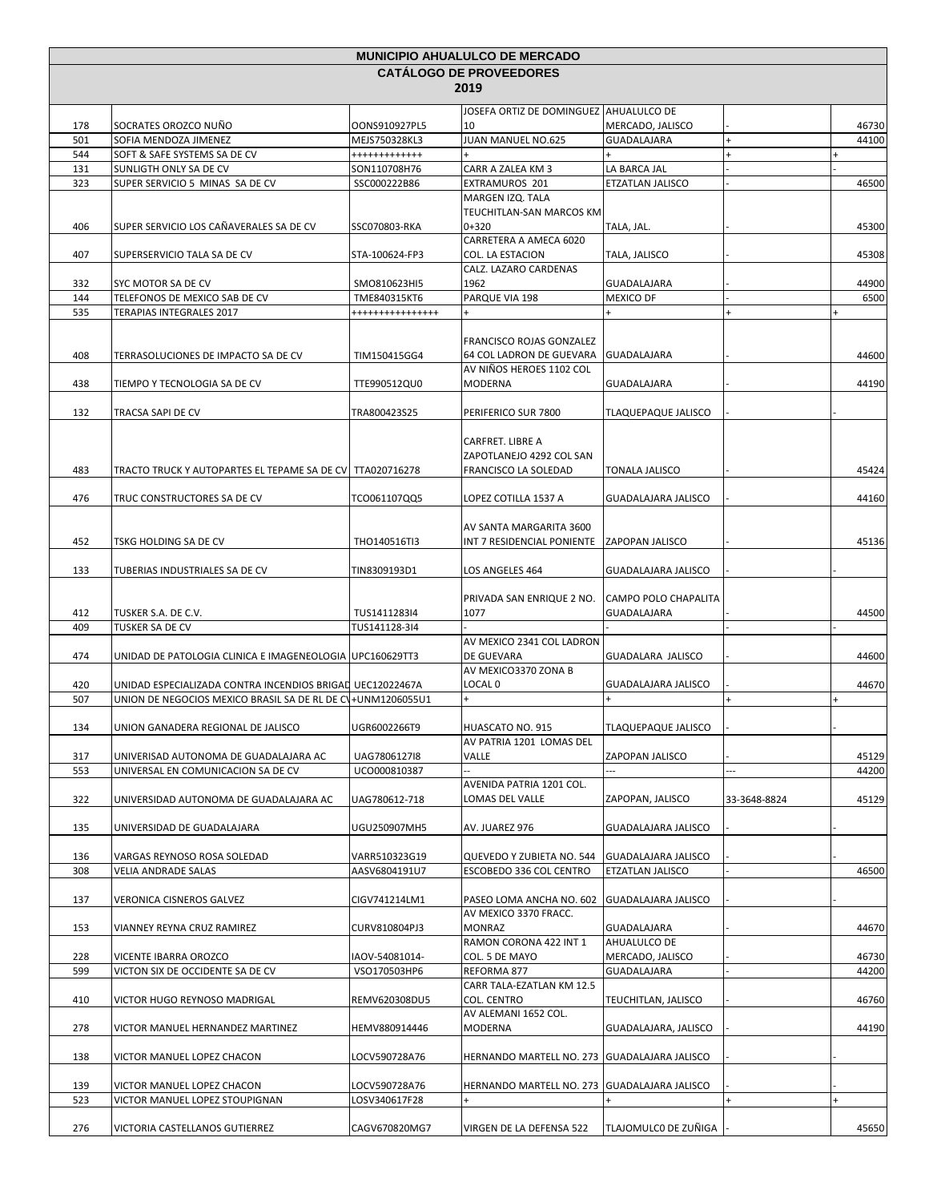# MUNICIPIO AHUALULCO DE MERCADO

## CATÁLOGO DE PROVEEDORES

### 2019

| | | | | | | |
|---|---|---|---|---|---|---|
| 178 | SOCRATES OROZCO NUÑO | OONS910927PL5 | JOSEFA ORTIZ DE DOMINGUEZ 10 | AHUALULCO DE MERCADO, JALISCO | - | 46730 |
| 501 | SOFIA MENDOZA JIMENEZ | MEJS750328KL3 | JUAN MANUEL NO.625 | GUADALAJARA | + | 44100 |
| 544 | SOFT & SAFE SYSTEMS SA DE CV | +++++++++++++ | + | + | + | + |
| 131 | SUNLIGTH ONLY SA DE CV | SON110708H76 | CARR A ZALEA KM 3 | LA BARCA JAL | - | - |
| 323 | SUPER SERVICIO 5 MINAS SA DE CV | SSC000222B86 | EXTRAMUROS 201 | ETZATLAN JALISCO | - | 46500 |
| 406 | SUPER SERVICIO LOS CAÑAVERALES SA DE CV | SSC070803-RKA | MARGEN IZQ. TALA TEUCHITLAN-SAN MARCOS KM 0+320 | TALA, JAL. | - | 45300 |
| 407 | SUPERSERVICIO TALA SA DE CV | STA-100624-FP3 | CARRETERA A AMECA 6020 COL. LA ESTACION | TALA, JALISCO | - | 45308 |
| 332 | SYC MOTOR SA DE CV | SMO810623HI5 | CALZ. LAZARO CARDENAS 1962 | GUADALAJARA | - | 44900 |
| 144 | TELEFONOS DE MEXICO SAB DE CV | TME840315KT6 | PARQUE VIA 198 | MEXICO DF | - | 6500 |
| 535 | TERAPIAS INTEGRALES 2017 | ++++++++++++++++ | + | + | + | + |
| 408 | TERRASOLUCIONES DE IMPACTO SA DE CV | TIM150415GG4 | FRANCISCO ROJAS GONZALEZ 64 COL LADRON DE GUEVARA | GUADALAJARA | - | 44600 |
| 438 | TIEMPO Y TECNOLOGIA SA DE CV | TTE990512QU0 | AV NIÑOS HEROES 1102 COL MODERNA | GUADALAJARA | - | 44190 |
| 132 | TRACSA SAPI DE CV | TRA800423S25 | PERIFERICO SUR 7800 | TLAQUEPAQUE JALISCO | - | - |
| 483 | TRACTO TRUCK Y AUTOPARTES EL TEPAME SA DE CV | TTA020716278 | CARFRET. LIBRE A ZAPOTLANEJO 4292 COL SAN FRANCISCO LA SOLEDAD | TONALA JALISCO | - | 45424 |
| 476 | TRUC CONSTRUCTORES SA DE CV | TCO061107QQ5 | LOPEZ COTILLA 1537 A | GUADALAJARA JALISCO | - | 44160 |
| 452 | TSKG HOLDING SA DE CV | THO140516TI3 | AV SANTA MARGARITA 3600 INT 7 RESIDENCIAL PONIENTE | ZAPOPAN JALISCO | - | 45136 |
| 133 | TUBERIAS INDUSTRIALES SA DE CV | TIN8309193D1 | LOS ANGELES 464 | GUADALAJARA JALISCO | - | - |
| 412 | TUSKER S.A. DE C.V. | TUS141128314 | PRIVADA SAN ENRIQUE 2 NO. 1077 | CAMPO POLO CHAPALITA GUADALAJARA | - | 44500 |
| 409 | TUSKER SA DE CV | TUS141128-3I4 | - | - | - | - |
| 474 | UNIDAD DE PATOLOGIA CLINICA E IMAGENEOLOGIA | UPC160629TT3 | AV MEXICO 2341 COL LADRON DE GUEVARA | GUADALARA JALISCO | - | 44600 |
| 420 | UNIDAD ESPECIALIZADA CONTRA INCENDIOS BRIGAD | UEC12022467A | AV MEXICO3370 ZONA B LOCAL 0 | GUADALAJARA JALISCO | - | 44670 |
| 507 | UNION DE NEGOCIOS MEXICO BRASIL SA DE RL DE C\ | +UNM1206055U1 | + | + | + | + |
| 134 | UNION GANADERA REGIONAL DE JALISCO | UGR6002266T9 | HUASCATO NO. 915 | TLAQUEPAQUE JALISCO | - | - |
| 317 | UNIVERISAD AUTONOMA DE GUADALAJARA AC | UAG7806127I8 | AV PATRIA 1201 LOMAS DEL VALLE | ZAPOPAN JALISCO | - | 45129 |
| 553 | UNIVERSAL EN COMUNICACION SA DE CV | UCO000810387 | -- | --- | --- | 44200 |
| 322 | UNIVERSIDAD AUTONOMA DE GUADALAJARA AC | UAG780612-718 | AVENIDA PATRIA 1201 COL. LOMAS DEL VALLE | ZAPOPAN, JALISCO | 33-3648-8824 | 45129 |
| 135 | UNIVERSIDAD DE GUADALAJARA | UGU250907MH5 | AV. JUAREZ 976 | GUADALAJARA JALISCO | - | - |
| 136 | VARGAS REYNOSO ROSA SOLEDAD | VARR510323G19 | QUEVEDO Y ZUBIETA NO. 544 | GUADALAJARA JALISCO | - | - |
| 308 | VELIA ANDRADE SALAS | AASV6804191U7 | ESCOBEDO 336 COL CENTRO | ETZATLAN JALISCO | - | 46500 |
| 137 | VERONICA CISNEROS GALVEZ | CIGV741214LM1 | PASEO LOMA ANCHA NO. 602 | GUADALAJARA JALISCO | - | - |
| 153 | VIANNEY REYNA CRUZ RAMIREZ | CURV810804PJ3 | AV MEXICO 3370 FRACC. MONRAZ | GUADALAJARA | - | 44670 |
| 228 | VICENTE IBARRA OROZCO | IAOV-54081014- | RAMON CORONA 422 INT 1 COL. 5 DE MAYO | AHUALULCO DE MERCADO, JALISCO | - | 46730 |
| 599 | VICTON SIX DE OCCIDENTE SA DE CV | VSO170503HP6 | REFORMA 877 | GUADALAJARA | - | 44200 |
| 410 | VICTOR HUGO REYNOSO MADRIGAL | REMV620308DU5 | CARR TALA-EZATLAN KM 12.5 COL. CENTRO | TEUCHITLAN, JALISCO | - | 46760 |
| 278 | VICTOR MANUEL HERNANDEZ MARTINEZ | HEMV880914446 | AV ALEMANI 1652 COL. MODERNA | GUADALAJARA, JALISCO | - | 44190 |
| 138 | VICTOR MANUEL LOPEZ CHACON | LOCV590728A76 | HERNANDO MARTELL NO. 273 | GUADALAJARA JALISCO | - | - |
| 139 | VICTOR MANUEL LOPEZ CHACON | LOCV590728A76 | HERNANDO MARTELL NO. 273 | GUADALAJARA JALISCO | - | - |
| 523 | VICTOR MANUEL LOPEZ STOUPIGNAN | LOSV340617F28 | + | + | + | + |
| 276 | VICTORIA CASTELLANOS GUTIERREZ | CAGV670820MG7 | VIRGEN DE LA DEFENSA 522 | TLAJOMULCO DE ZUÑIGA | - | 45650 |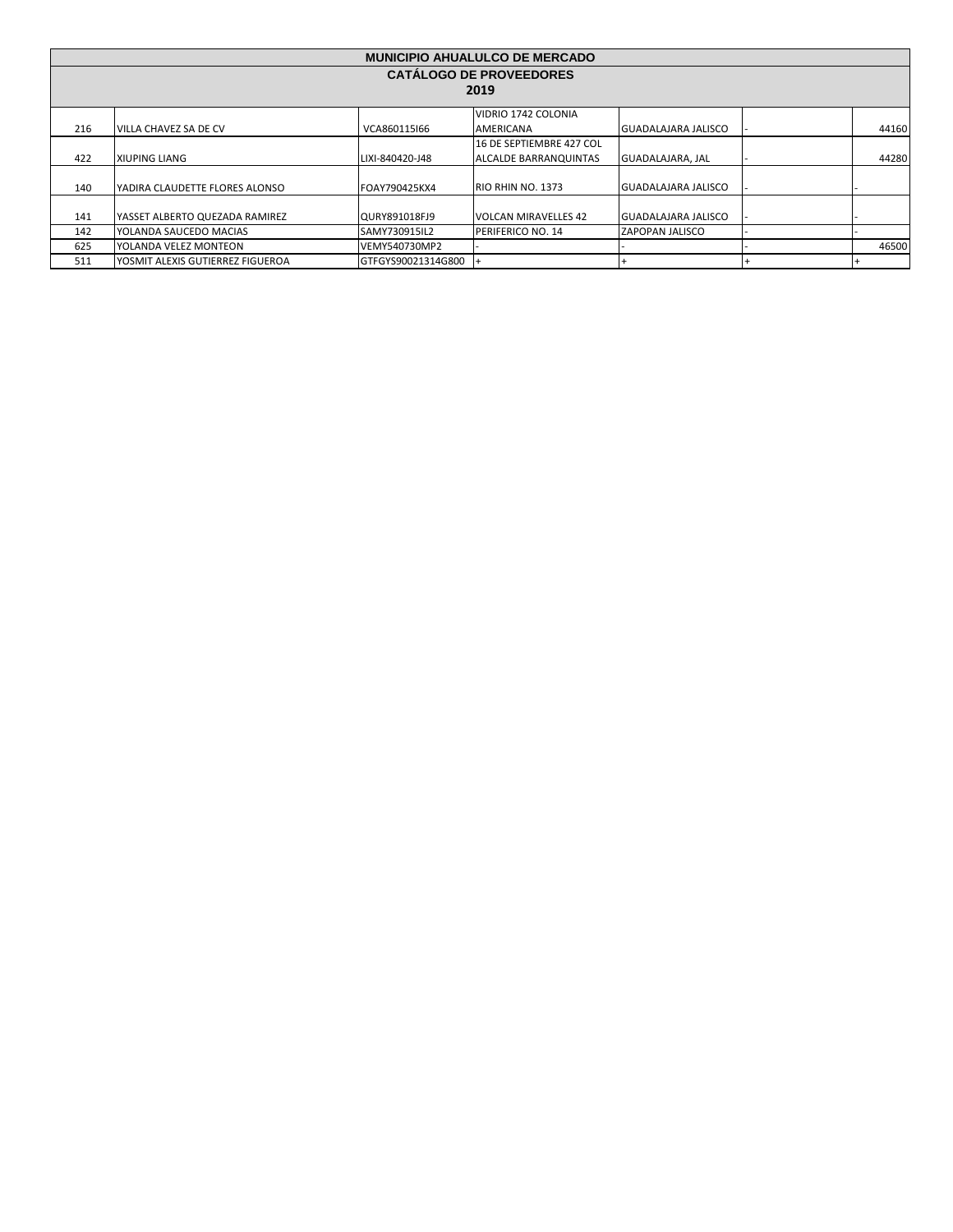| MUNICIPIO AHUALULCO DE MERCADO | | | | | | |
|---|---|---|---|---|---|---|
| CATÁLOGO DE PROVEEDORES 2019 | | | | | | |
| 216 | VILLA CHAVEZ SA DE CV | VCA860115I66 | VIDRIO 1742 COLONIA AMERICANA | GUADALAJARA JALISCO | - | 44160 |
| 422 | XIUPING LIANG | LIXI-840420-J48 | 16 DE SEPTIEMBRE 427 COL ALCALDE BARRANQUINTAS | GUADALAJARA, JAL | - | 44280 |
| 140 | YADIRA CLAUDETTE FLORES ALONSO | FOAY790425KX4 | RIO RHIN NO. 1373 | GUADALAJARA JALISCO | - | - |
| 141 | YASSET ALBERTO QUEZADA RAMIREZ | QURY891018FJ9 | VOLCAN MIRAVELLES 42 | GUADALAJARA JALISCO | - | - |
| 142 | YOLANDA SAUCEDO MACIAS | SAMY730915IL2 | PERIFERICO NO. 14 | ZAPOPAN JALISCO | - | - |
| 625 | YOLANDA VELEZ MONTEON | VEMY540730MP2 | - | - | - | 46500 |
| 511 | YOSMIT ALEXIS GUTIERREZ FIGUEROA | GTFGYS90021314G800 | + | + | + | + |